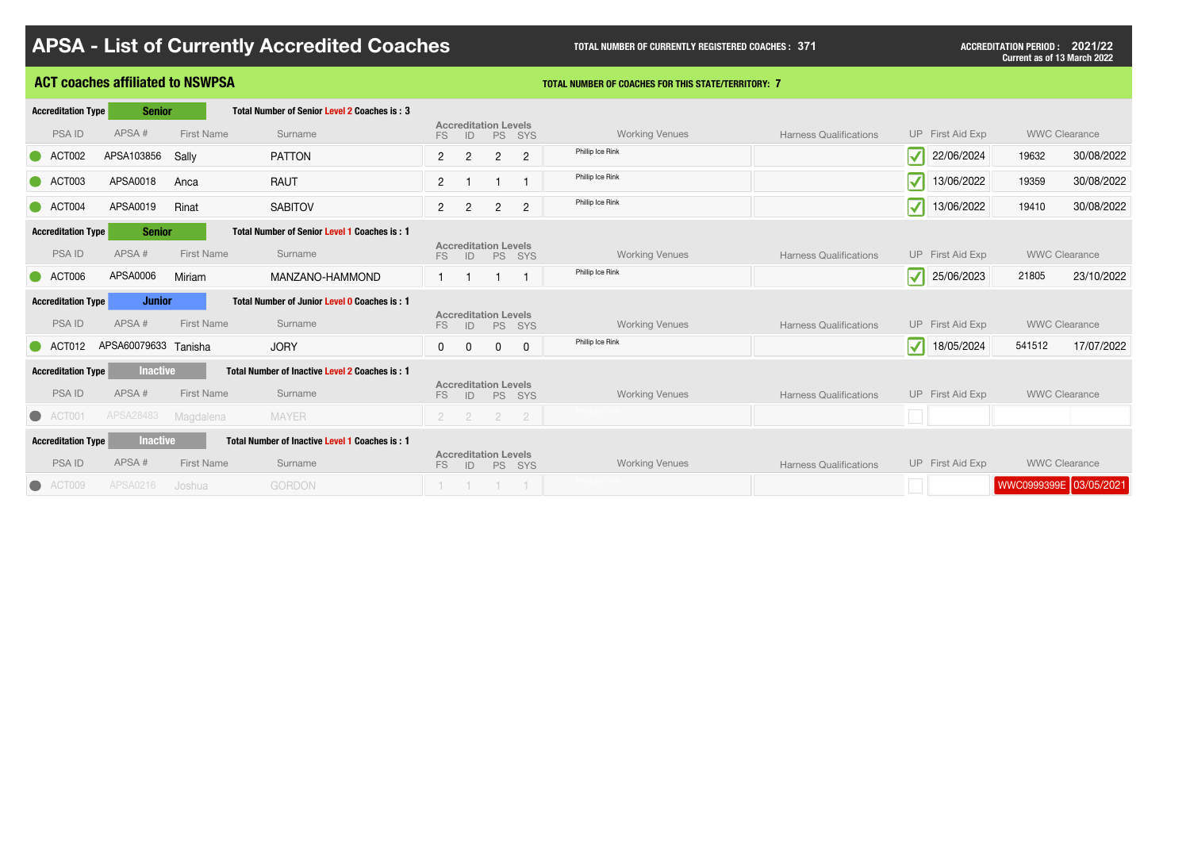# APSA - List of Currently Accredited Coaches

**TOTAL NUMBER OF CURRENTLY REGISTERED COACHES : 371**

**ACCREDITATION PERIOD : 2021/22**
Current as of 13 March 2022

## ACT coaches affiliated to NSWPSA

**TOTAL NUMBER OF COACHES FOR THIS STATE/TERRITORY: 7**

**Accreditation Type: Senior** — Total Number of Senior Level 2 Coaches is : 3

| PSA ID | APSA # | First Name | Surname | FS | ID | PS | SYS | Working Venues | Harness Qualifications | UP | First Aid Exp | WWC Clearance | |
|---|---|---|---|---|---|---|---|---|---|---|---|---|---|
| ACT002 | APSA103856 | Sally | PATTON | 2 | 2 | 2 | 2 | Phillip Ice Rink | | ✓ | 22/06/2024 | 19632 | 30/08/2022 |
| ACT003 | APSA0018 | Anca | RAUT | 2 | 1 | 1 | 1 | Phillip Ice Rink | | ✓ | 13/06/2022 | 19359 | 30/08/2022 |
| ACT004 | APSA0019 | Rinat | SABITOV | 2 | 2 | 2 | 2 | Phillip Ice Rink | | ✓ | 13/06/2022 | 19410 | 30/08/2022 |

**Accreditation Type: Senior** — Total Number of Senior Level 1 Coaches is : 1

| PSA ID | APSA # | First Name | Surname | FS | ID | PS | SYS | Working Venues | Harness Qualifications | UP | First Aid Exp | WWC Clearance | |
|---|---|---|---|---|---|---|---|---|---|---|---|---|---|
| ACT006 | APSA0006 | Miriam | MANZANO-HAMMOND | 1 | 1 | 1 | 1 | Phillip Ice Rink | | ✓ | 25/06/2023 | 21805 | 23/10/2022 |

**Accreditation Type: Junior** — Total Number of Junior Level 0 Coaches is : 1

| PSA ID | APSA # | First Name | Surname | FS | ID | PS | SYS | Working Venues | Harness Qualifications | UP | First Aid Exp | WWC Clearance | |
|---|---|---|---|---|---|---|---|---|---|---|---|---|---|
| ACT012 | APSA60079633 | Tanisha | JORY | 0 | 0 | 0 | 0 | Phillip Ice Rink | | ✓ | 18/05/2024 | 541512 | 17/07/2022 |

**Accreditation Type: Inactive** — Total Number of Inactive Level 2 Coaches is : 1

| PSA ID | APSA # | First Name | Surname | FS | ID | PS | SYS | Working Venues | Harness Qualifications | UP | First Aid Exp | WWC Clearance | |
|---|---|---|---|---|---|---|---|---|---|---|---|---|---|
| ACT001 | APSA28483 | Magdalena | MAYER | 2 | 2 | 2 | 2 | Phillip Ice Rink | | | | | |

**Accreditation Type: Inactive** — Total Number of Inactive Level 1 Coaches is : 1

| PSA ID | APSA # | First Name | Surname | FS | ID | PS | SYS | Working Venues | Harness Qualifications | UP | First Aid Exp | WWC Clearance | |
|---|---|---|---|---|---|---|---|---|---|---|---|---|---|
| ACT009 | APSA0216 | Joshua | GORDON | 1 | 1 | 1 | 1 | Phillip Ice Rink | | | | WWC0999399E | 03/05/2021 |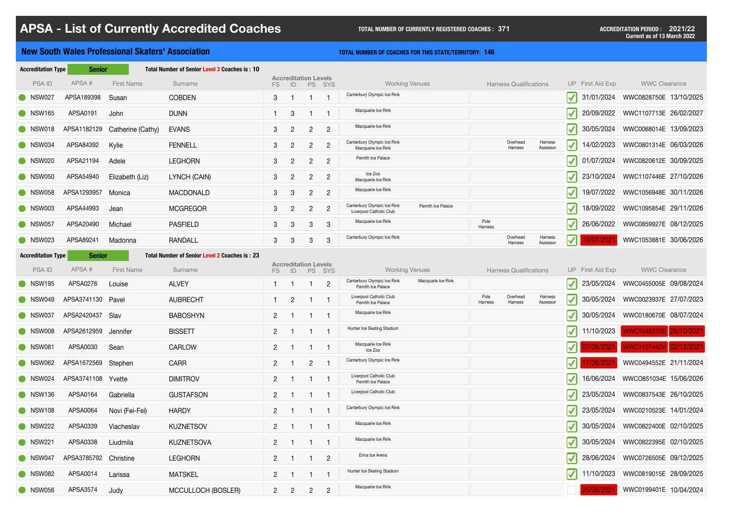# APSA - List of Currently Accredited Coaches

**TOTAL NUMBER OF CURRENTLY REGISTERED COACHES : 371**

**ACCREDITATION PERIOD : 2021/22**
Current as of 13 March 2022

## New South Wales Professional Skaters' Association

**TOTAL NUMBER OF COACHES FOR THIS STATE/TERRITORY: 146**

**Accreditation Type** Senior — **Total Number of Senior Level 3 Coaches is : 10**

| PSA ID | APSA # | First Name | Surname | FS | ID | PS | SYS | Working Venues | Harness Qualifications | UP | First Aid Exp | WWC Clearance | |
|---|---|---|---|---|---|---|---|---|---|---|---|---|---|
| NSW027 | APSA189398 | Susan | COBDEN | 3 | 1 | 1 | 1 | Canterbury Olympic Ice Rink | | ✓ | 31/01/2024 | WWC0828750E | 13/10/2025 |
| NSW165 | APSA0191 | John | DUNN | 1 | 3 | 1 | 1 | Macquarie Ice Rink | | ✓ | 20/09/2022 | WWC1107713E | 26/02/2027 |
| NSW018 | APSA1182129 | Catherine (Cathy) | EVANS | 3 | 2 | 2 | 2 | Macquarie Ice Rink | | ✓ | 30/05/2024 | WWC0068014E | 13/09/2023 |
| NSW034 | APSA84392 | Kylie | FENNELL | 3 | 2 | 2 | 2 | Canterbury Olympic Ice Rink, Macquarie Ice Rink | Overhead Harness, Harness Assessor | ✓ | 14/02/2023 | WWC0801314E | 06/03/2026 |
| NSW020 | APSA21194 | Adele | LEGHORN | 3 | 2 | 2 | 2 | Penrith Ice Palace | | ✓ | 01/07/2024 | WWC0820612E | 30/09/2025 |
| NSW050 | APSA54940 | Elizabeth (Liz) | LYNCH (CAIN) | 3 | 2 | 2 | 2 | Ice Zoo, Macquarie Ice Rink | | ✓ | 23/10/2024 | WWC1107446E | 27/10/2026 |
| NSW058 | APSA1293957 | Monica | MACDONALD | 3 | 3 | 2 | 2 | Macquarie Ice Rink | | ✓ | 19/07/2022 | WWC1056948E | 30/11/2026 |
| NSW003 | APSA44993 | Jean | MCGREGOR | 3 | 2 | 2 | 2 | Canterbury Olympic Ice Rink, Liverpool Catholic Club, Penrith Ice Palace | | ✓ | 18/09/2022 | WWC1095854E | 29/11/2026 |
| NSW057 | APSA20490 | Michael | PASFIELD | 3 | 3 | 3 | 3 | Macquarie Ice Rink | Pole Harness | ✓ | 26/06/2022 | WWC0859927E | 08/12/2025 |
| NSW023 | APSA89241 | Madonna | RANDALL | 3 | 3 | 3 | 3 | Canterbury Olympic Ice Rink | Overhead Harness, Harness Assessor | ✓ | 10/07/2021 | WWC1053881E | 30/06/2026 |

**Accreditation Type** Senior — **Total Number of Senior Level 2 Coaches is : 23**

| PSA ID | APSA # | First Name | Surname | FS | ID | PS | SYS | Working Venues | Harness Qualifications | UP | First Aid Exp | WWC Clearance | |
|---|---|---|---|---|---|---|---|---|---|---|---|---|---|
| NSW195 | APSA0276 | Louise | ALVEY | 1 | 1 | 1 | 2 | Canterbury Olympic Ice Rink, Penrith Ice Palace, Macquarie Ice Rink | | ✓ | 23/05/2024 | WWC0455005E | 09/08/2024 |
| NSW049 | APSA3741130 | Pavel | AUBRECHT | 1 | 2 | 1 | 1 | Liverpool Catholic Club, Penrith Ice Palace | Pole Harness, Overhead Harness, Harness Assessor | ✓ | 30/05/2024 | WWC0023937E | 27/07/2023 |
| NSW037 | APSA2420437 | Slav | BABOSHYN | 2 | 1 | 1 | 1 | Macquarie Ice Rink | | ✓ | 30/05/2024 | WWC0180670E | 08/07/2024 |
| NSW008 | APSA2612959 | Jennifer | BISSETT | 2 | 1 | 1 | 1 | Hunter Ice Skating Stadium | | ✓ | 11/10/2023 | WWC1048370E | 26/10/2021 |
| NSW081 | APSA0030 | Sean | CARLOW | 2 | 1 | 1 | 1 | Macquarie Ice Rink, Ice Zoo | | ✓ | 07/08/2021 | WWC1107442V | 02/12/2021 |
| NSW062 | APSA1672569 | Stephen | CARR | 2 | 1 | 2 | 1 | Canterbury Olympic Ice Rink | | ✓ | 17/06/2021 | WWC0494552E | 21/11/2024 |
| NSW024 | APSA3741108 | Yvette | DIMITROV | 2 | 1 | 1 | 1 | Liverpool Catholic Club, Penrith Ice Palace | | ✓ | 16/06/2024 | WWCO851034E | 15/06/2026 |
| NSW136 | APSA0164 | Gabriella | GUSTAFSON | 2 | 1 | 1 | 1 | Liverpool Catholic Club | | ✓ | 23/05/2024 | WWC0837543E | 26/10/2025 |
| NSW108 | APSA0064 | Novi (Fei-Fei) | HARDY | 2 | 1 | 1 | 1 | Canterbury Olympic Ice Rink | | ✓ | 23/05/2024 | WWC0210523E | 14/01/2024 |
| NSW222 | APSA0339 | Viacheslav | KUZNETSOV | 2 | 1 | 1 | 1 | Macquarie Ice Rink | | ✓ | 30/05/2024 | WWC0822400E | 02/10/2025 |
| NSW221 | APSA0338 | Liudmila | KUZNETSOVA | 2 | 1 | 1 | 1 | Macquarie Ice Rink | | ✓ | 30/05/2024 | WWC0822395E | 02/10/2025 |
| NSW047 | APSA3785792 | Christine | LEGHORN | 2 | 1 | 1 | 2 | Erina Ice Arena | | ✓ | 28/06/2024 | WWC0726505E | 09/12/2025 |
| NSW082 | APSA0014 | Larissa | MATSKEL | 2 | 1 | 1 | 1 | Hunter Ice Skating Stadium | | ✓ | 11/10/2023 | WWC0819015E | 28/09/2025 |
| NSW056 | APSA3574 | Judy | MCCULLOCH (BOSLER) | 2 | 2 | 2 | 2 | Macquarie Ice Rink | | | 25/06/2021 | WWC0199401E | 10/04/2024 |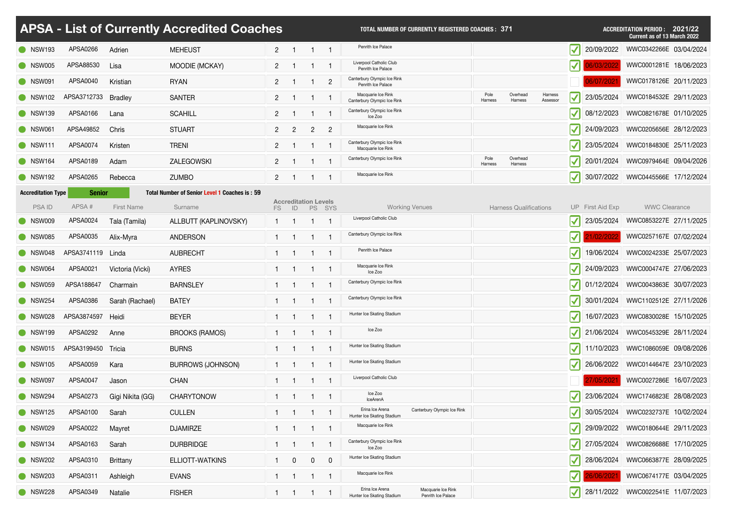# APSA - List of Currently Accredited Coaches

**TOTAL NUMBER OF CURRENTLY REGISTERED COACHES : 371**

**ACCREDITATION PERIOD : 2021/22**
**Current as of 13 March 2022**

| PSA ID | APSA # | First Name | Surname | FS | ID | PS | SYS | Working Venues | Harness Qualifications | UP | First Aid Exp | WWC Clearance |
|---|---|---|---|---|---|---|---|---|---|---|---|---|
| NSW193 | APSA0266 | Adrien | MEHEUST | 2 | 1 | 1 | 1 | Penrith Ice Palace | | ✓ | 20/09/2022 | WWC0342266E 03/04/2024 |
| NSW005 | APSA88530 | Lisa | MOODIE (MCKAY) | 2 | 1 | 1 | 1 | Liverpool Catholic Club, Penrith Ice Palace | | ✓ | 06/03/2022 | WWC0001281E 18/06/2023 |
| NSW091 | APSA0040 | Kristian | RYAN | 2 | 1 | 1 | 2 | Canterbury Olympic Ice Rink, Penrith Ice Palace | | | 06/07/2021 | WWC0178126E 20/11/2023 |
| NSW102 | APSA3712733 | Bradley | SANTER | 2 | 1 | 1 | 1 | Macquarie Ice Rink, Canterbury Olympic Ice Rink | Pole Harness, Overhead Harness, Harness Assessor | ✓ | 23/05/2024 | WWC0184532E 29/11/2023 |
| NSW139 | APSA0166 | Lana | SCAHILL | 2 | 1 | 1 | 1 | Canterbury Olympic Ice Rink, Ice Zoo | | ✓ | 08/12/2023 | WWC0821678E 01/10/2025 |
| NSW061 | APSA49852 | Chris | STUART | 2 | 2 | 2 | 2 | Macquarie Ice Rink | | ✓ | 24/09/2023 | WWC0205656E 28/12/2023 |
| NSW111 | APSA0074 | Kristen | TRENI | 2 | 1 | 1 | 1 | Canterbury Olympic Ice Rink, Macquarie Ice Rink | | ✓ | 23/05/2024 | WWC0184830E 25/11/2023 |
| NSW164 | APSA0189 | Adam | ZALEGOWSKI | 2 | 1 | 1 | 1 | Canterbury Olympic Ice Rink | Pole Harness, Overhead Harness | ✓ | 20/01/2024 | WWC0979464E 09/04/2026 |
| NSW192 | APSA0265 | Rebecca | ZUMBO | 2 | 1 | 1 | 1 | Macquarie Ice Rink | | ✓ | 30/07/2022 | WWC0445566E 17/12/2024 |

**Accreditation Type: Senior** — **Total Number of Senior Level 1 Coaches is : 59**

| PSA ID | APSA # | First Name | Surname | FS | ID | PS | SYS | Working Venues | Harness Qualifications | UP | First Aid Exp | WWC Clearance |
|---|---|---|---|---|---|---|---|---|---|---|---|---|
| NSW009 | APSA0024 | Tala (Tamila) | ALLBUTT (KAPLINOVSKY) | 1 | 1 | 1 | 1 | Liverpool Catholic Club | | ✓ | 23/05/2024 | WWC0853227E 27/11/2025 |
| NSW085 | APSA0035 | Alix-Myra | ANDERSON | 1 | 1 | 1 | 1 | Canterbury Olympic Ice Rink | | ✓ | 21/02/2022 | WWC0257167E 07/02/2024 |
| NSW048 | APSA3741119 | Linda | AUBRECHT | 1 | 1 | 1 | 1 | Penrith Ice Palace | | ✓ | 19/06/2024 | WWC0024233E 25/07/2023 |
| NSW064 | APSA0021 | Victoria (Vicki) | AYRES | 1 | 1 | 1 | 1 | Macquarie Ice Rink, Ice Zoo | | ✓ | 24/09/2023 | WWC0004747E 27/06/2023 |
| NSW059 | APSA188647 | Charmain | BARNSLEY | 1 | 1 | 1 | 1 | Canterbury Olympic Ice Rink | | ✓ | 01/12/2024 | WWC0043863E 30/07/2023 |
| NSW254 | APSA0386 | Sarah (Rachael) | BATEY | 1 | 1 | 1 | 1 | Canterbury Olympic Ice Rink | | ✓ | 30/01/2024 | WWC1102512E 27/11/2026 |
| NSW028 | APSA3874597 | Heidi | BEYER | 1 | 1 | 1 | 1 | Hunter Ice Skating Stadium | | ✓ | 16/07/2023 | WWC0830028E 15/10/2025 |
| NSW199 | APSA0292 | Anne | BROOKS (RAMOS) | 1 | 1 | 1 | 1 | Ice Zoo | | ✓ | 21/06/2024 | WWC0545329E 28/11/2024 |
| NSW015 | APSA3199450 | Tricia | BURNS | 1 | 1 | 1 | 1 | Hunter Ice Skating Stadium | | ✓ | 11/10/2023 | WWC1086059E 09/08/2026 |
| NSW105 | APSA0059 | Kara | BURROWS (JOHNSON) | 1 | 1 | 1 | 1 | Hunter Ice Skating Stadium | | ✓ | 26/06/2022 | WWC0144647E 23/10/2023 |
| NSW097 | APSA0047 | Jason | CHAN | 1 | 1 | 1 | 1 | Liverpool Catholic Club | | | 27/05/2021 | WWC0027286E 16/07/2023 |
| NSW294 | APSA0273 | Gigi Nikita (GG) | CHARYTONOW | 1 | 1 | 1 | 1 | Ice Zoo, IceArenA | | ✓ | 23/06/2024 | WWC1746823E 28/08/2023 |
| NSW125 | APSA0100 | Sarah | CULLEN | 1 | 1 | 1 | 1 | Erina Ice Arena, Hunter Ice Skating Stadium, Canterbury Olympic Ice Rink | | ✓ | 30/05/2024 | WWC0232737E 10/02/2024 |
| NSW029 | APSA0022 | Mayret | DJAMIRZE | 1 | 1 | 1 | 1 | Macquarie Ice Rink | | ✓ | 29/09/2022 | WWC0180644E 29/11/2023 |
| NSW134 | APSA0163 | Sarah | DURBRIDGE | 1 | 1 | 1 | 1 | Canterbury Olympic Ice Rink, Ice Zoo | | ✓ | 27/05/2024 | WWC0826688E 17/10/2025 |
| NSW202 | APSA0310 | Brittany | ELLIOTT-WATKINS | 1 | 0 | 0 | 0 | Hunter Ice Skating Stadium | | ✓ | 28/06/2024 | WWC0663877E 28/09/2025 |
| NSW203 | APSA0311 | Ashleigh | EVANS | 1 | 1 | 1 | 1 | Macquarie Ice Rink | | ✓ | 26/06/2021 | WWC0674177E 03/04/2025 |
| NSW228 | APSA0349 | Natalie | FISHER | 1 | 1 | 1 | 1 | Erina Ice Arena, Hunter Ice Skating Stadium, Macquarie Ice Rink, Penrith Ice Palace | | ✓ | 28/11/2022 | WWC0022541E 11/07/2023 |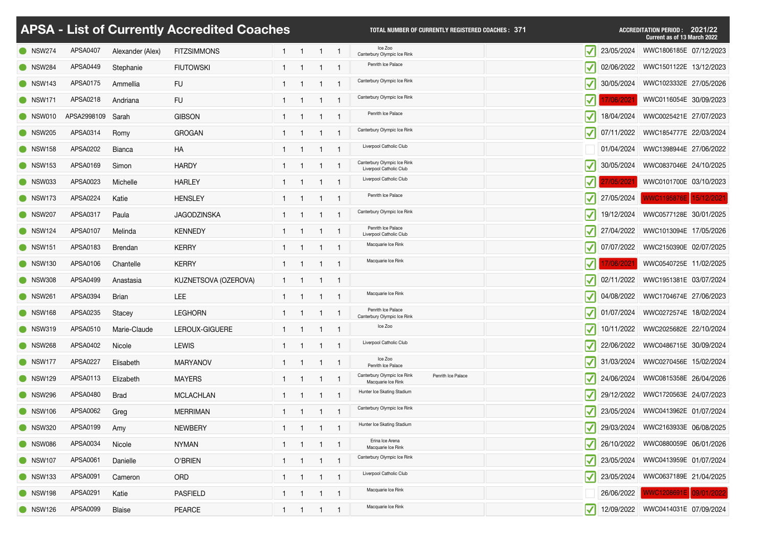# APSA - List of Currently Accredited Coaches

**TOTAL NUMBER OF CURRENTLY REGISTERED COACHES : 371**

**ACCREDITATION PERIOD : 2021/22**
**Current as of 13 March 2022**

| | | | | | | | | | | | | | |
|---|---|---|---|---|---|---|---|---|---|---|---|---|---|
| NSW274 | APSA0407 | Alexander (Alex) | FITZSIMMONS | 1 | 1 | 1 | 1 | Ice Zoo<br>Canterbury Olympic Ice Rink | | ☑ | 23/05/2024 | WWC1806185E | 07/12/2023 |
| NSW284 | APSA0449 | Stephanie | FIUTOWSKI | 1 | 1 | 1 | 1 | Penrith Ice Palace | | ☑ | 02/06/2022 | WWC1501122E | 13/12/2023 |
| NSW143 | APSA0175 | Ammellia | FU | 1 | 1 | 1 | 1 | Canterbury Olympic Ice Rink | | ☑ | 30/05/2024 | WWC1023332E | 27/05/2026 |
| NSW171 | APSA0218 | Andriana | FU | 1 | 1 | 1 | 1 | Canterbury Olympic Ice Rink | | ☑ | 17/06/2021 | WWC0116054E | 30/09/2023 |
| NSW010 | APSA2998109 | Sarah | GIBSON | 1 | 1 | 1 | 1 | Penrith Ice Palace | | ☑ | 18/04/2024 | WWC0025421E | 27/07/2023 |
| NSW205 | APSA0314 | Romy | GROGAN | 1 | 1 | 1 | 1 | Canterbury Olympic Ice Rink | | ☑ | 07/11/2022 | WWC1854777E | 22/03/2024 |
| NSW158 | APSA0202 | Bianca | HA | 1 | 1 | 1 | 1 | Liverpool Catholic Club | | ☐ | 01/04/2024 | WWC1398944E | 27/06/2022 |
| NSW153 | APSA0169 | Simon | HARDY | 1 | 1 | 1 | 1 | Canterbury Olympic Ice Rink<br>Liverpool Catholic Club | | ☑ | 30/05/2024 | WWC0837046E | 24/10/2025 |
| NSW033 | APSA0023 | Michelle | HARLEY | 1 | 1 | 1 | 1 | Liverpool Catholic Club | | ☑ | 27/05/2021 | WWC0101700E | 03/10/2023 |
| NSW173 | APSA0224 | Katie | HENSLEY | 1 | 1 | 1 | 1 | Penrith Ice Palace | | ☑ | 27/05/2024 | WWC1195876E | 15/12/2021 |
| NSW207 | APSA0317 | Paula | JAGODZINSKA | 1 | 1 | 1 | 1 | Canterbury Olympic Ice Rink | | ☑ | 19/12/2024 | WWC0577128E | 30/01/2025 |
| NSW124 | APSA0107 | Melinda | KENNEDY | 1 | 1 | 1 | 1 | Penrith Ice Palace<br>Liverpool Catholic Club | | ☑ | 27/04/2022 | WWC1013094E | 17/05/2026 |
| NSW151 | APSA0183 | Brendan | KERRY | 1 | 1 | 1 | 1 | Macquarie Ice Rink | | ☑ | 07/07/2022 | WWC2150390E | 02/07/2025 |
| NSW130 | APSA0106 | Chantelle | KERRY | 1 | 1 | 1 | 1 | Macquarie Ice Rink | | ☑ | 17/06/2021 | WWC0540725E | 11/02/2025 |
| NSW308 | APSA0499 | Anastasia | KUZNETSOVA (OZEROVA) | 1 | 1 | 1 | 1 | | | ☑ | 02/11/2022 | WWC1951381E | 03/07/2024 |
| NSW261 | APSA0394 | Brian | LEE | 1 | 1 | 1 | 1 | Macquarie Ice Rink | | ☑ | 04/08/2022 | WWC1704674E | 27/06/2023 |
| NSW168 | APSA0235 | Stacey | LEGHORN | 1 | 1 | 1 | 1 | Penrith Ice Palace<br>Canterbury Olympic Ice Rink | | ☑ | 01/07/2024 | WWC0272574E | 18/02/2024 |
| NSW319 | APSA0510 | Marie-Claude | LEROUX-GIGUERE | 1 | 1 | 1 | 1 | Ice Zoo | | ☑ | 10/11/2022 | WWC2025682E | 22/10/2024 |
| NSW268 | APSA0402 | Nicole | LEWIS | 1 | 1 | 1 | 1 | Liverpool Catholic Club | | ☑ | 22/06/2022 | WWC0486715E | 30/09/2024 |
| NSW177 | APSA0227 | Elisabeth | MARYANOV | 1 | 1 | 1 | 1 | Ice Zoo<br>Penrith Ice Palace | | ☑ | 31/03/2024 | WWC0270456E | 15/02/2024 |
| NSW129 | APSA0113 | Elizabeth | MAYERS | 1 | 1 | 1 | 1 | Canterbury Olympic Ice Rink<br>Macquarie Ice Rink | Penrith Ice Palace | ☑ | 24/06/2024 | WWC0815358E | 26/04/2026 |
| NSW296 | APSA0480 | Brad | MCLACHLAN | 1 | 1 | 1 | 1 | Hunter Ice Skating Stadium | | ☑ | 29/12/2022 | WWC1720563E | 24/07/2023 |
| NSW106 | APSA0062 | Greg | MERRIMAN | 1 | 1 | 1 | 1 | Canterbury Olympic Ice Rink | | ☑ | 23/05/2024 | WWC0413962E | 01/07/2024 |
| NSW320 | APSA0199 | Amy | NEWBERY | 1 | 1 | 1 | 1 | Hunter Ice Skating Stadium | | ☑ | 29/03/2024 | WWC2163933E | 06/08/2025 |
| NSW086 | APSA0034 | Nicole | NYMAN | 1 | 1 | 1 | 1 | Erina Ice Arena<br>Macquarie Ice Rink | | ☑ | 26/10/2022 | WWC0880059E | 06/01/2026 |
| NSW107 | APSA0061 | Danielle | O'BRIEN | 1 | 1 | 1 | 1 | Canterbury Olympic Ice Rink | | ☑ | 23/05/2024 | WWC0413959E | 01/07/2024 |
| NSW133 | APSA0091 | Cameron | ORD | 1 | 1 | 1 | 1 | Liverpool Catholic Club | | ☑ | 23/05/2024 | WWC0637189E | 21/04/2025 |
| NSW198 | APSA0291 | Katie | PASFIELD | 1 | 1 | 1 | 1 | Macquarie Ice Rink | | ☐ | 26/06/2022 | WWC1208691E | 09/01/2022 |
| NSW126 | APSA0099 | Blaise | PEARCE | 1 | 1 | 1 | 1 | Macquarie Ice Rink | | ☑ | 12/09/2022 | WWC0414031E | 07/09/2024 |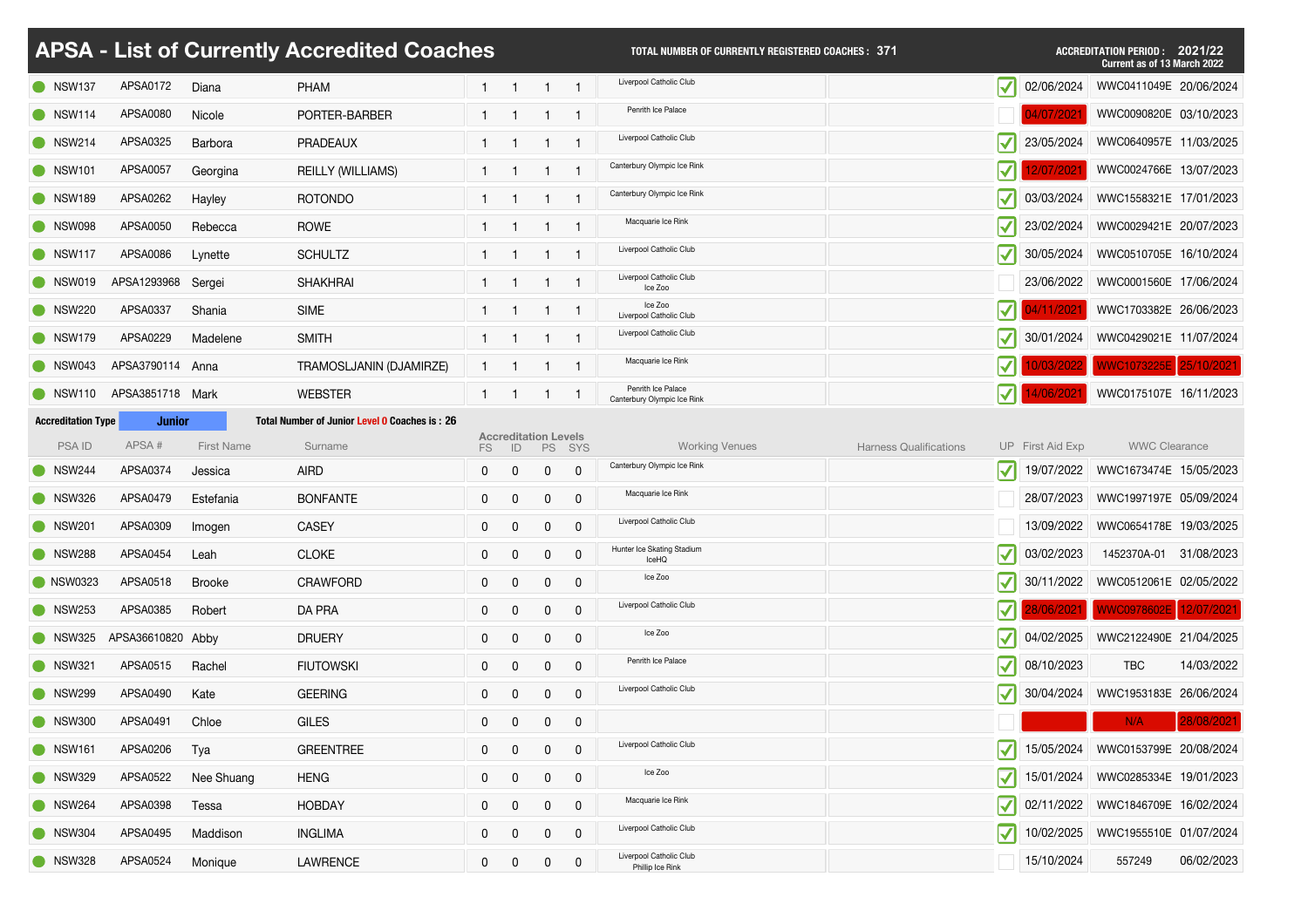# APSA - List of Currently Accredited Coaches

**TOTAL NUMBER OF CURRENTLY REGISTERED COACHES : 371**

**ACCREDITATION PERIOD : 2021/22**
**Current as of 13 March 2022**

| PSA ID | APSA # | First Name | Surname | FS | ID | PS | SYS | Working Venues | Harness Qualifications | UP | First Aid Exp | WWC Clearance | |
|---|---|---|---|---|---|---|---|---|---|---|---|---|---|
| NSW137 | APSA0172 | Diana | PHAM | 1 | 1 | 1 | 1 | Liverpool Catholic Club | | ✓ | 02/06/2024 | WWC0411049E | 20/06/2024 |
| NSW114 | APSA0080 | Nicole | PORTER-BARBER | 1 | 1 | 1 | 1 | Penrith Ice Palace | | | 04/07/2021 | WWC0090820E | 03/10/2023 |
| NSW214 | APSA0325 | Barbora | PRADEAUX | 1 | 1 | 1 | 1 | Liverpool Catholic Club | | ✓ | 23/05/2024 | WWC0640957E | 11/03/2025 |
| NSW101 | APSA0057 | Georgina | REILLY (WILLIAMS) | 1 | 1 | 1 | 1 | Canterbury Olympic Ice Rink | | ✓ | 12/07/2021 | WWC0024766E | 13/07/2023 |
| NSW189 | APSA0262 | Hayley | ROTONDO | 1 | 1 | 1 | 1 | Canterbury Olympic Ice Rink | | ✓ | 03/03/2024 | WWC1558321E | 17/01/2023 |
| NSW098 | APSA0050 | Rebecca | ROWE | 1 | 1 | 1 | 1 | Macquarie Ice Rink | | ✓ | 23/02/2024 | WWC0029421E | 20/07/2023 |
| NSW117 | APSA0086 | Lynette | SCHULTZ | 1 | 1 | 1 | 1 | Liverpool Catholic Club | | ✓ | 30/05/2024 | WWC0510705E | 16/10/2024 |
| NSW019 | APSA1293968 | Sergei | SHAKHRAI | 1 | 1 | 1 | 1 | Liverpool Catholic Club<br>Ice Zoo | | | 23/06/2022 | WWC0001560E | 17/06/2024 |
| NSW220 | APSA0337 | Shania | SIME | 1 | 1 | 1 | 1 | Ice Zoo<br>Liverpool Catholic Club | | ✓ | 04/11/2021 | WWC1703382E | 26/06/2023 |
| NSW179 | APSA0229 | Madelene | SMITH | 1 | 1 | 1 | 1 | Liverpool Catholic Club | | ✓ | 30/01/2024 | WWC0429021E | 11/07/2024 |
| NSW043 | APSA3790114 | Anna | TRAMOSLJANIN (DJAMIRZE) | 1 | 1 | 1 | 1 | Macquarie Ice Rink | | ✓ | 10/03/2022 | WWC1073225E | 25/10/2021 |
| NSW110 | APSA3851718 | Mark | WEBSTER | 1 | 1 | 1 | 1 | Penrith Ice Palace<br>Canterbury Olympic Ice Rink | | ✓ | 14/06/2021 | WWC0175107E | 16/11/2023 |

**Accreditation Type** **Junior** — **Total Number of Junior Level 0 Coaches is : 26**

| PSA ID | APSA # | First Name | Surname | FS | ID | PS | SYS | Working Venues | Harness Qualifications | UP | First Aid Exp | WWC Clearance | |
|---|---|---|---|---|---|---|---|---|---|---|---|---|---|
| NSW244 | APSA0374 | Jessica | AIRD | 0 | 0 | 0 | 0 | Canterbury Olympic Ice Rink | | ✓ | 19/07/2022 | WWC1673474E | 15/05/2023 |
| NSW326 | APSA0479 | Estefania | BONFANTE | 0 | 0 | 0 | 0 | Macquarie Ice Rink | | | 28/07/2023 | WWC1997197E | 05/09/2024 |
| NSW201 | APSA0309 | Imogen | CASEY | 0 | 0 | 0 | 0 | Liverpool Catholic Club | | | 13/09/2022 | WWC0654178E | 19/03/2025 |
| NSW288 | APSA0454 | Leah | CLOKE | 0 | 0 | 0 | 0 | Hunter Ice Skating Stadium<br>IceHQ | | ✓ | 03/02/2023 | 1452370A-01 | 31/08/2023 |
| NSW0323 | APSA0518 | Brooke | CRAWFORD | 0 | 0 | 0 | 0 | Ice Zoo | | ✓ | 30/11/2022 | WWC0512061E | 02/05/2022 |
| NSW253 | APSA0385 | Robert | DA PRA | 0 | 0 | 0 | 0 | Liverpool Catholic Club | | ✓ | 28/06/2021 | WWC0978602E | 12/07/2021 |
| NSW325 | APSA36610820 | Abby | DRUERY | 0 | 0 | 0 | 0 | Ice Zoo | | ✓ | 04/02/2025 | WWC2122490E | 21/04/2025 |
| NSW321 | APSA0515 | Rachel | FIUTOWSKI | 0 | 0 | 0 | 0 | Penrith Ice Palace | | ✓ | 08/10/2023 | TBC | 14/03/2022 |
| NSW299 | APSA0490 | Kate | GEERING | 0 | 0 | 0 | 0 | Liverpool Catholic Club | | ✓ | 30/04/2024 | WWC1953183E | 26/06/2024 |
| NSW300 | APSA0491 | Chloe | GILES | 0 | 0 | 0 | 0 | | | | | N/A | 28/08/2021 |
| NSW161 | APSA0206 | Tya | GREENTREE | 0 | 0 | 0 | 0 | Liverpool Catholic Club | | ✓ | 15/05/2024 | WWC0153799E | 20/08/2024 |
| NSW329 | APSA0522 | Nee Shuang | HENG | 0 | 0 | 0 | 0 | Ice Zoo | | ✓ | 15/01/2024 | WWC0285334E | 19/01/2023 |
| NSW264 | APSA0398 | Tessa | HOBDAY | 0 | 0 | 0 | 0 | Macquarie Ice Rink | | ✓ | 02/11/2022 | WWC1846709E | 16/02/2024 |
| NSW304 | APSA0495 | Maddison | INGLIMA | 0 | 0 | 0 | 0 | Liverpool Catholic Club | | ✓ | 10/02/2025 | WWC1955510E | 01/07/2024 |
| NSW328 | APSA0524 | Monique | LAWRENCE | 0 | 0 | 0 | 0 | Liverpool Catholic Club<br>Phillip Ice Rink | | | 15/10/2024 | 557249 | 06/02/2023 |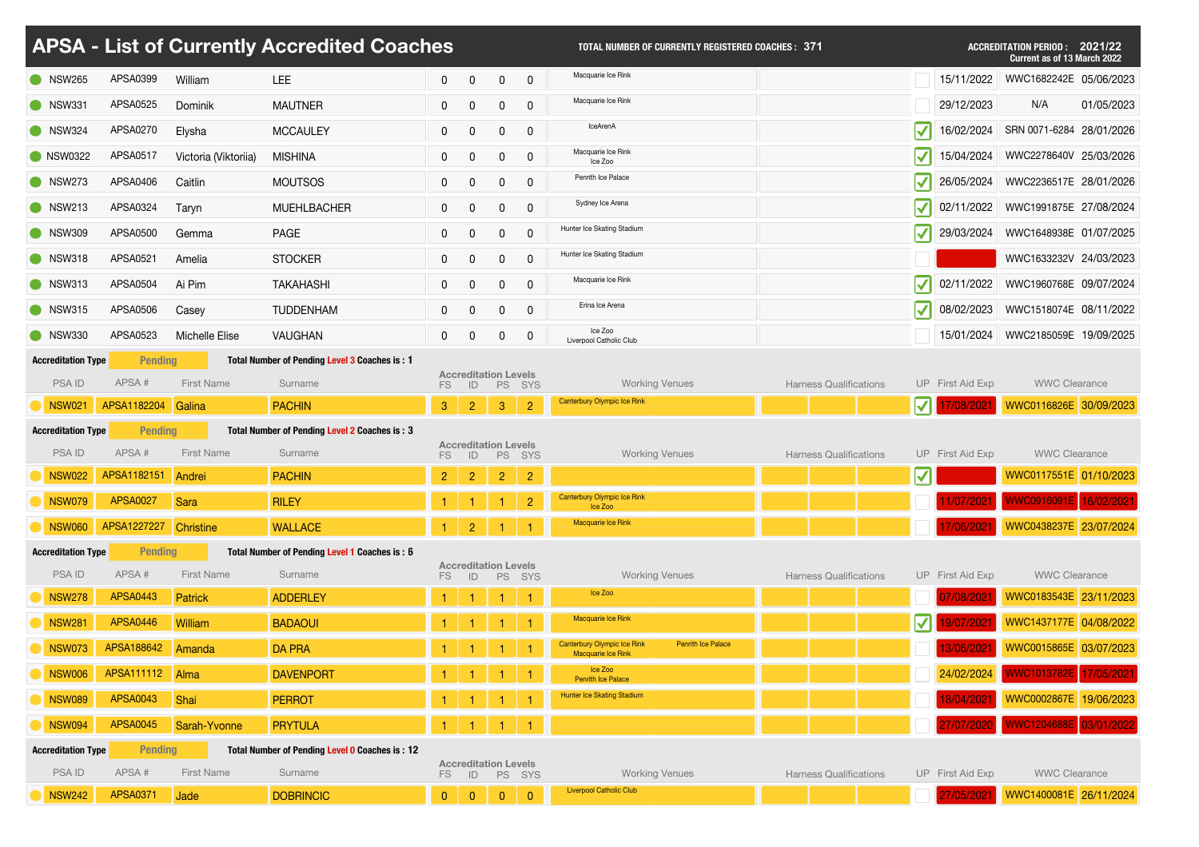# APSA - List of Currently Accredited Coaches

**TOTAL NUMBER OF CURRENTLY REGISTERED COACHES : 371**

**ACCREDITATION PERIOD : 2021/22**
**Current as of 13 March 2022**

| PSA ID | APSA # | First Name | Surname | FS | ID | PS | SYS | Working Venues | Harness Qualifications | UP | First Aid Exp | WWC Clearance | |
|---|---|---|---|---|---|---|---|---|---|---|---|---|---|
| NSW265 | APSA0399 | William | LEE | 0 | 0 | 0 | 0 | Macquarie Ice Rink | | | 15/11/2022 | WWC1682242E | 05/06/2023 |
| NSW331 | APSA0525 | Dominik | MAUTNER | 0 | 0 | 0 | 0 | Macquarie Ice Rink | | | 29/12/2023 | N/A | 01/05/2023 |
| NSW324 | APSA0270 | Elysha | MCCAULEY | 0 | 0 | 0 | 0 | IceArenA | | ✓ | 16/02/2024 | SRN 0071-6284 | 28/01/2026 |
| NSW0322 | APSA0517 | Victoria (Viktoriia) | MISHINA | 0 | 0 | 0 | 0 | Macquarie Ice Rink, Ice Zoo | | ✓ | 15/04/2024 | WWC2278640V | 25/03/2026 |
| NSW273 | APSA0406 | Caitlin | MOUTSOS | 0 | 0 | 0 | 0 | Penrith Ice Palace | | ✓ | 26/05/2024 | WWC2236517E | 28/01/2026 |
| NSW213 | APSA0324 | Taryn | MUEHLBACHER | 0 | 0 | 0 | 0 | Sydney Ice Arena | | ✓ | 02/11/2022 | WWC1991875E | 27/08/2024 |
| NSW309 | APSA0500 | Gemma | PAGE | 0 | 0 | 0 | 0 | Hunter Ice Skating Stadium | | ✓ | 29/03/2024 | WWC1648938E | 01/07/2025 |
| NSW318 | APSA0521 | Amelia | STOCKER | 0 | 0 | 0 | 0 | Hunter Ice Skating Stadium | | | | WWC1633232V | 24/03/2023 |
| NSW313 | APSA0504 | Ai Pim | TAKAHASHI | 0 | 0 | 0 | 0 | Macquarie Ice Rink | | ✓ | 02/11/2022 | WWC1960768E | 09/07/2024 |
| NSW315 | APSA0506 | Casey | TUDDENHAM | 0 | 0 | 0 | 0 | Erina Ice Arena | | ✓ | 08/02/2023 | WWC1518074E | 08/11/2022 |
| NSW330 | APSA0523 | Michelle Elise | VAUGHAN | 0 | 0 | 0 | 0 | Ice Zoo, Liverpool Catholic Club | | | 15/01/2024 | WWC2185059E | 19/09/2025 |

**Accreditation Type: Pending** — **Total Number of Pending Level 3 Coaches is : 1**

| PSA ID | APSA # | First Name | Surname | FS | ID | PS | SYS | Working Venues | Harness Qualifications | UP | First Aid Exp | WWC Clearance | |
|---|---|---|---|---|---|---|---|---|---|---|---|---|---|
| NSW021 | APSA1182204 | Galina | PACHIN | 3 | 2 | 3 | 2 | Canterbury Olympic Ice Rink | | ✓ | 17/08/2021 | WWC0116826E | 30/09/2023 |

**Accreditation Type: Pending** — **Total Number of Pending Level 2 Coaches is : 3**

| PSA ID | APSA # | First Name | Surname | FS | ID | PS | SYS | Working Venues | Harness Qualifications | UP | First Aid Exp | WWC Clearance | |
|---|---|---|---|---|---|---|---|---|---|---|---|---|---|
| NSW022 | APSA1182151 | Andrei | PACHIN | 2 | 2 | 2 | 2 | | | ✓ | | WWC0117551E | 01/10/2023 |
| NSW079 | APSA0027 | Sara | RILEY | 1 | 1 | 1 | 2 | Canterbury Olympic Ice Rink, Ice Zoo | | | 11/07/2021 | WWC0916091E | 16/02/2021 |
| NSW060 | APSA1227227 | Christine | WALLACE | 1 | 2 | 1 | 1 | Macquarie Ice Rink | | | 17/06/2021 | WWC0438237E | 23/07/2024 |

**Accreditation Type: Pending** — **Total Number of Pending Level 1 Coaches is : 6**

| PSA ID | APSA # | First Name | Surname | FS | ID | PS | SYS | Working Venues | Harness Qualifications | UP | First Aid Exp | WWC Clearance | |
|---|---|---|---|---|---|---|---|---|---|---|---|---|---|
| NSW278 | APSA0443 | Patrick | ADDERLEY | 1 | 1 | 1 | 1 | Ice Zoo | | | 07/08/2021 | WWC0183543E | 23/11/2023 |
| NSW281 | APSA0446 | William | BADAOUI | 1 | 1 | 1 | 1 | Macquarie Ice Rink | | ✓ | 19/07/2021 | WWC1437177E | 04/08/2022 |
| NSW073 | APSA188642 | Amanda | DA PRA | 1 | 1 | 1 | 1 | Canterbury Olympic Ice Rink, Penrith Ice Palace, Macquarie Ice Rink | | | 13/06/2021 | WWC0015865E | 03/07/2023 |
| NSW006 | APSA111112 | Alma | DAVENPORT | 1 | 1 | 1 | 1 | Ice Zoo, Penrith Ice Palace | | | 24/02/2024 | WWC1013782E | 17/05/2021 |
| NSW089 | APSA0043 | Shai | PERROT | 1 | 1 | 1 | 1 | Hunter Ice Skating Stadium | | | 18/04/2021 | WWC0002867E | 19/06/2023 |
| NSW094 | APSA0045 | Sarah-Yvonne | PRYTULA | 1 | 1 | 1 | 1 | | | | 27/07/2020 | WWC1204688E | 03/01/2022 |

**Accreditation Type: Pending** — **Total Number of Pending Level 0 Coaches is : 12**

| PSA ID | APSA # | First Name | Surname | FS | ID | PS | SYS | Working Venues | Harness Qualifications | UP | First Aid Exp | WWC Clearance | |
|---|---|---|---|---|---|---|---|---|---|---|---|---|---|
| NSW242 | APSA0371 | Jade | DOBRINCIC | 0 | 0 | 0 | 0 | Liverpool Catholic Club | | | 27/05/2021 | WWC1400081E | 26/11/2024 |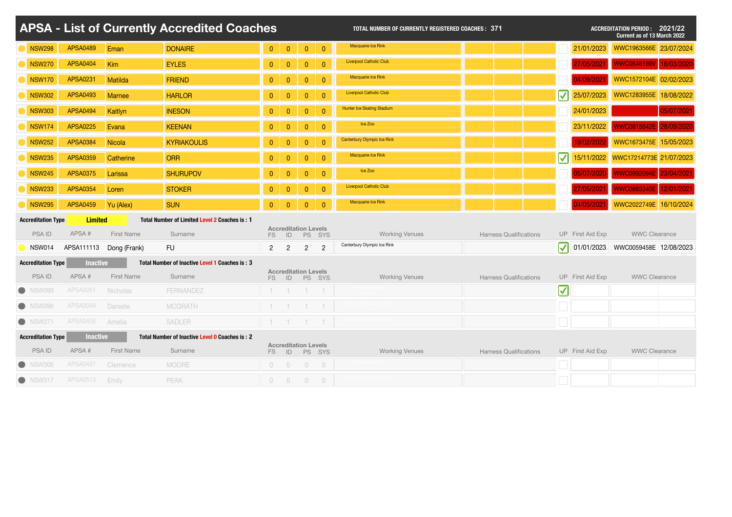# APSA - List of Currently Accredited Coaches

**TOTAL NUMBER OF CURRENTLY REGISTERED COACHES : 371**

**ACCREDITATION PERIOD : 2021/22**
**Current as of 13 March 2022**

| PSA ID | APSA # | First Name | Surname | FS | ID | PS | SYS | Working Venues | Harness Qualifications | UP | First Aid Exp | WWC | WWC Clearance |
|---|---|---|---|---|---|---|---|---|---|---|---|---|---|
| NSW298 | APSA0489 | Eman | DONAIRE | 0 | 0 | 0 | 0 | Macquarie Ice Rink | | | 21/01/2023 | WWC1963566E | 23/07/2024 |
| NSW270 | APSA0404 | Kim | EYLES | 0 | 0 | 0 | 0 | Liverpool Catholic Club | | | 27/05/2021 | WWC0648199V | 16/03/2020 |
| NSW170 | APSA0231 | Matilda | FRIEND | 0 | 0 | 0 | 0 | Macquarie Ice Rink | | | 04/09/2021 | WWC1572104E | 02/02/2023 |
| NSW302 | APSA0493 | Marnee | HARLOR | 0 | 0 | 0 | 0 | Liverpool Catholic Club | | ☑ | 25/07/2023 | WWC1283955E | 18/08/2022 |
| NSW303 | APSA0494 | Kaitlyn | INESON | 0 | 0 | 0 | 0 | Hunter Ice Skating Stadium | | | 24/01/2023 | | 05/07/2021 |
| NSW174 | APSA0225 | Evana | KEENAN | 0 | 0 | 0 | 0 | Ice Zoo | | | 23/11/2022 | WWC0818842E | 28/09/2020 |
| NSW252 | APSA0384 | Nicola | KYRIAKOULIS | 0 | 0 | 0 | 0 | Canterbury Olympic Ice Rink | | | 19/02/2022 | WWC1673475E | 15/05/2023 |
| NSW235 | APSA0359 | Catherine | ORR | 0 | 0 | 0 | 0 | Macquarie Ice Rink | | ☑ | 15/11/2022 | WWC17214773E | 21/07/2023 |
| NSW245 | APSA0375 | Larissa | SHURUPOV | 0 | 0 | 0 | 0 | Ice Zoo | | | 05/07/2020 | WWC0992094E | 23/04/2021 |
| NSW233 | APSA0354 | Loren | STOKER | 0 | 0 | 0 | 0 | Liverpool Catholic Club | | | 27/05/2021 | WWC0883340E | 12/01/2021 |
| NSW295 | APSA0459 | Yu (Alex) | SUN | 0 | 0 | 0 | 0 | Macquarie Ice Rink | | | 04/05/2021 | WWC2022749E | 16/10/2024 |

**Accreditation Type** **Limited** — **Total Number of Limited Level 2 Coaches is : 1**

| PSA ID | APSA # | First Name | Surname | FS | ID | PS | SYS | Working Venues | Harness Qualifications | UP | First Aid Exp | WWC | WWC Clearance |
|---|---|---|---|---|---|---|---|---|---|---|---|---|---|
| NSW014 | APSA111113 | Dong (Frank) | FU | 2 | 2 | 2 | 2 | Canterbury Olympic Ice Rink | | ☑ | 01/01/2023 | WWC0059458E | 12/08/2023 |

**Accreditation Type** **Inactive** — **Total Number of Inactive Level 1 Coaches is : 3**

| PSA ID | APSA # | First Name | Surname | FS | ID | PS | SYS | Working Venues | Harness Qualifications | UP | First Aid Exp | WWC | WWC Clearance |
|---|---|---|---|---|---|---|---|---|---|---|---|---|---|
| NSW099 | APSA0051 | Nicholas | FERNANDEZ | 1 | 1 | 1 | 1 | | | ☑ | | | |
| NSW096 | APSA0046 | Danielle | MCGRATH | 1 | 1 | 1 | 1 | | | | | | |
| NSW271 | APSA0405 | Amelia | SADLER | 1 | 1 | 1 | 1 | | | | | | |

**Accreditation Type** **Inactive** — **Total Number of Inactive Level 0 Coaches is : 2**

| PSA ID | APSA # | First Name | Surname | FS | ID | PS | SYS | Working Venues | Harness Qualifications | UP | First Aid Exp | WWC | WWC Clearance |
|---|---|---|---|---|---|---|---|---|---|---|---|---|---|
| NSW306 | APSA0497 | Clemence | MOORE | 0 | 0 | 0 | 0 | | | | | | |
| NSW317 | APSA0513 | Emily | PEAK | 0 | 0 | 0 | 0 | | | | | | |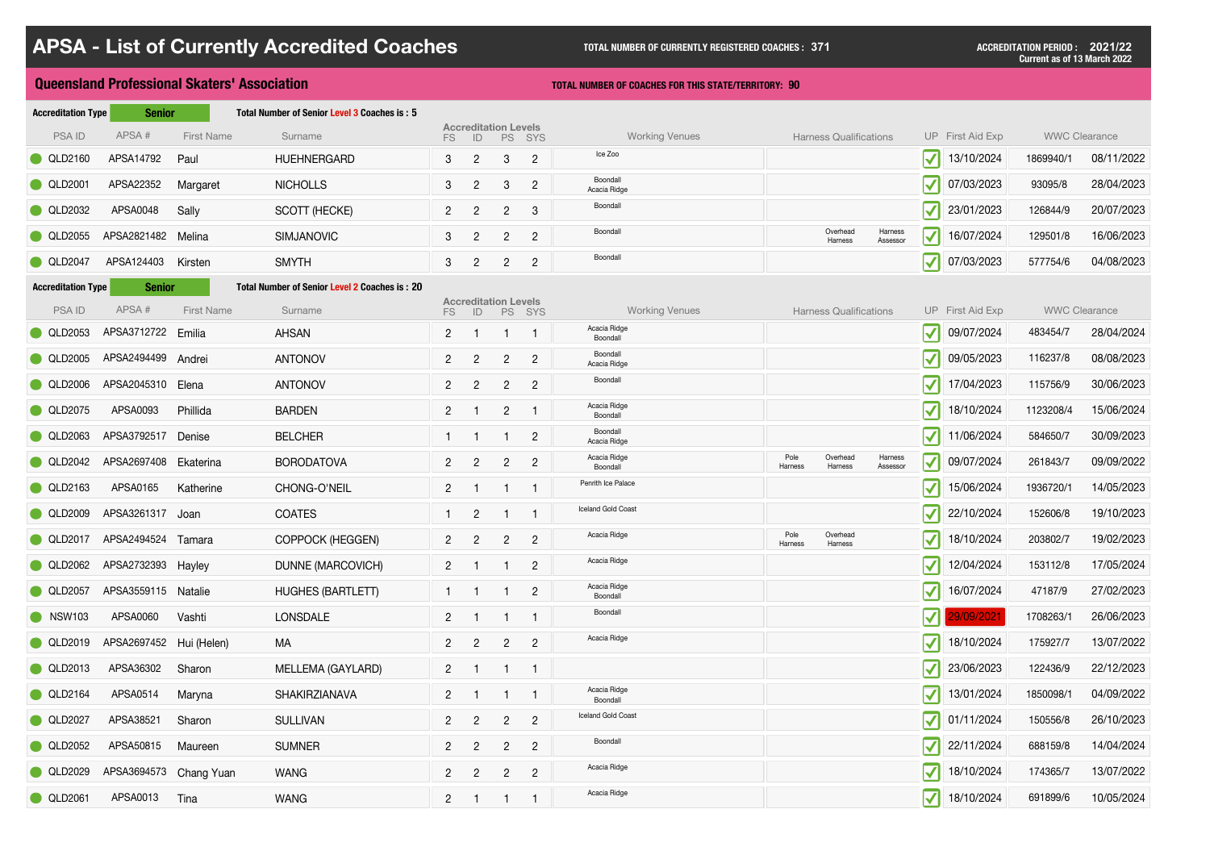# APSA - List of Currently Accredited Coaches

**TOTAL NUMBER OF CURRENTLY REGISTERED COACHES : 371**

**ACCREDITATION PERIOD : 2021/22**
**Current as of 13 March 2022**

## Queensland Professional Skaters' Association

**TOTAL NUMBER OF COACHES FOR THIS STATE/TERRITORY: 90**

**Accreditation Type** **Senior** — **Total Number of Senior Level 3 Coaches is : 5**

| PSA ID | APSA # | First Name | Surname | FS | ID | PS | SYS | Working Venues | Harness Qualifications | UP | First Aid Exp | WWC Clearance | |
|---|---|---|---|---|---|---|---|---|---|---|---|---|---|
| QLD2160 | APSA14792 | Paul | HUEHNERGARD | 3 | 2 | 3 | 2 | Ice Zoo | | ✓ | 13/10/2024 | 1869940/1 | 08/11/2022 |
| QLD2001 | APSA22352 | Margaret | NICHOLLS | 3 | 2 | 3 | 2 | Boondall, Acacia Ridge | | ✓ | 07/03/2023 | 93095/8 | 28/04/2023 |
| QLD2032 | APSA0048 | Sally | SCOTT (HECKE) | 2 | 2 | 2 | 3 | Boondall | | ✓ | 23/01/2023 | 126844/9 | 20/07/2023 |
| QLD2055 | APSA2821482 | Melina | SIMJANOVIC | 3 | 2 | 2 | 2 | Boondall | Overhead Harness, Harness Assessor | ✓ | 16/07/2024 | 129501/8 | 16/06/2023 |
| QLD2047 | APSA124403 | Kirsten | SMYTH | 3 | 2 | 2 | 2 | Boondall | | ✓ | 07/03/2023 | 577754/6 | 04/08/2023 |

**Accreditation Type** **Senior** — **Total Number of Senior Level 2 Coaches is : 20**

| PSA ID | APSA # | First Name | Surname | FS | ID | PS | SYS | Working Venues | Harness Qualifications | UP | First Aid Exp | WWC Clearance | |
|---|---|---|---|---|---|---|---|---|---|---|---|---|---|
| QLD2053 | APSA3712722 | Emilia | AHSAN | 2 | 1 | 1 | 1 | Acacia Ridge, Boondall | | ✓ | 09/07/2024 | 483454/7 | 28/04/2024 |
| QLD2005 | APSA2494499 | Andrei | ANTONOV | 2 | 2 | 2 | 2 | Boondall, Acacia Ridge | | ✓ | 09/05/2023 | 116237/8 | 08/08/2023 |
| QLD2006 | APSA2045310 | Elena | ANTONOV | 2 | 2 | 2 | 2 | Boondall | | ✓ | 17/04/2023 | 115756/9 | 30/06/2023 |
| QLD2075 | APSA0093 | Phillida | BARDEN | 2 | 1 | 2 | 1 | Acacia Ridge, Boondall | | ✓ | 18/10/2024 | 1123208/4 | 15/06/2024 |
| QLD2063 | APSA3792517 | Denise | BELCHER | 1 | 1 | 1 | 2 | Boondall, Acacia Ridge | | ✓ | 11/06/2024 | 584650/7 | 30/09/2023 |
| QLD2042 | APSA2697408 | Ekaterina | BORODATOVA | 2 | 2 | 2 | 2 | Acacia Ridge, Boondall | Pole Harness, Overhead Harness, Harness Assessor | ✓ | 09/07/2024 | 261843/7 | 09/09/2022 |
| QLD2163 | APSA0165 | Katherine | CHONG-O'NEIL | 2 | 1 | 1 | 1 | Penrith Ice Palace | | ✓ | 15/06/2024 | 1936720/1 | 14/05/2023 |
| QLD2009 | APSA3261317 | Joan | COATES | 1 | 2 | 1 | 1 | Iceland Gold Coast | | ✓ | 22/10/2024 | 152606/8 | 19/10/2023 |
| QLD2017 | APSA2494524 | Tamara | COPPOCK (HEGGEN) | 2 | 2 | 2 | 2 | Acacia Ridge | Pole Harness, Overhead Harness | ✓ | 18/10/2024 | 203802/7 | 19/02/2023 |
| QLD2062 | APSA2732393 | Hayley | DUNNE (MARCOVICH) | 2 | 1 | 1 | 2 | Acacia Ridge | | ✓ | 12/04/2024 | 153112/8 | 17/05/2024 |
| QLD2057 | APSA3559115 | Natalie | HUGHES (BARTLETT) | 1 | 1 | 1 | 2 | Acacia Ridge, Boondall | | ✓ | 16/07/2024 | 47187/9 | 27/02/2023 |
| NSW103 | APSA0060 | Vashti | LONSDALE | 2 | 1 | 1 | 1 | Boondall | | ✓ | 29/09/2021 | 1708263/1 | 26/06/2023 |
| QLD2019 | APSA2697452 | Hui (Helen) | MA | 2 | 2 | 2 | 2 | Acacia Ridge | | ✓ | 18/10/2024 | 175927/7 | 13/07/2022 |
| QLD2013 | APSA36302 | Sharon | MELLEMA (GAYLARD) | 2 | 1 | 1 | 1 | | | ✓ | 23/06/2023 | 122436/9 | 22/12/2023 |
| QLD2164 | APSA0514 | Maryna | SHAKIRZIANAVA | 2 | 1 | 1 | 1 | Acacia Ridge, Boondall | | ✓ | 13/01/2024 | 1850098/1 | 04/09/2022 |
| QLD2027 | APSA38521 | Sharon | SULLIVAN | 2 | 2 | 2 | 2 | Iceland Gold Coast | | ✓ | 01/11/2024 | 150556/8 | 26/10/2023 |
| QLD2052 | APSA50815 | Maureen | SUMNER | 2 | 2 | 2 | 2 | Boondall | | ✓ | 22/11/2024 | 688159/8 | 14/04/2024 |
| QLD2029 | APSA3694573 | Chang Yuan | WANG | 2 | 2 | 2 | 2 | Acacia Ridge | | ✓ | 18/10/2024 | 174365/7 | 13/07/2022 |
| QLD2061 | APSA0013 | Tina | WANG | 2 | 1 | 1 | 1 | Acacia Ridge | | ✓ | 18/10/2024 | 691899/6 | 10/05/2024 |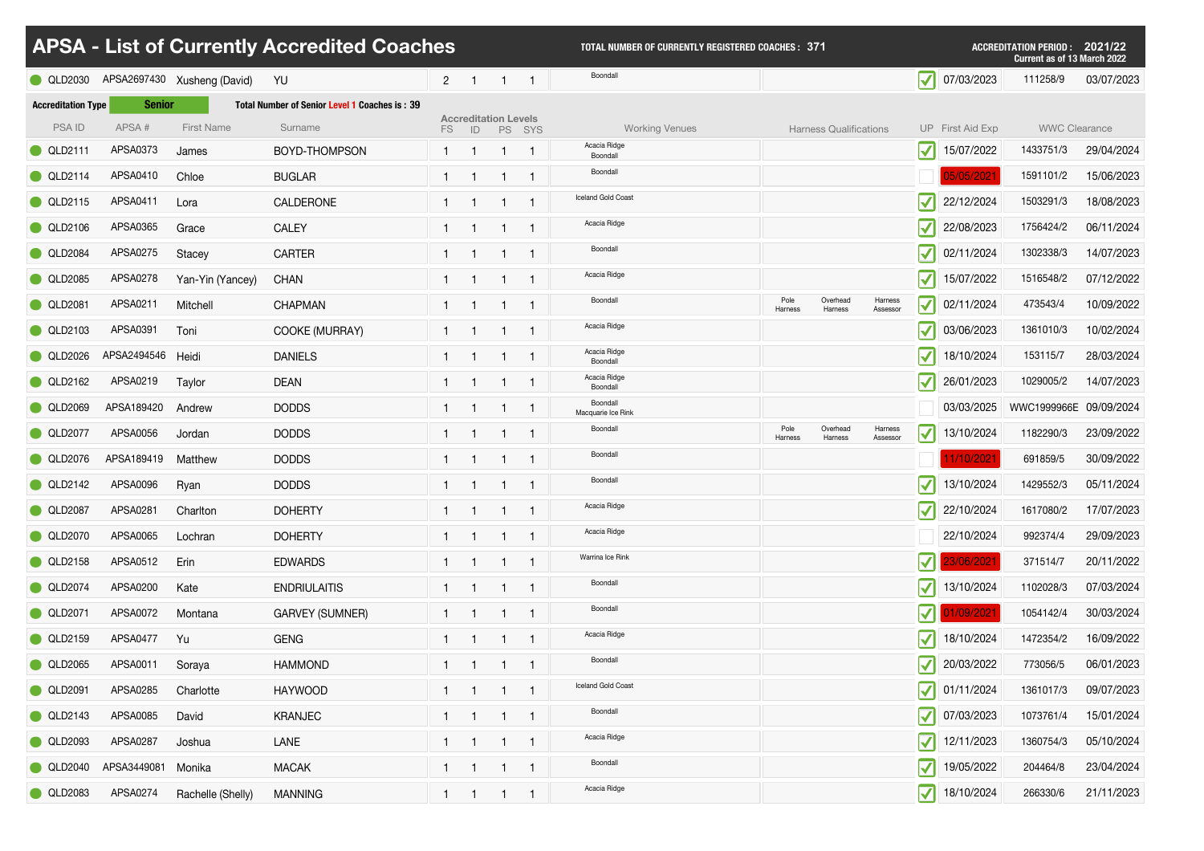# APSA - List of Currently Accredited Coaches

**TOTAL NUMBER OF CURRENTLY REGISTERED COACHES : 371**

**ACCREDITATION PERIOD : 2021/22**
**Current as of 13 March 2022**

| PSA ID | APSA # | First Name | Surname | FS | ID | PS | SYS | Working Venues | Harness Qualifications | UP | First Aid Exp | WWC Clearance | |
|---|---|---|---|---|---|---|---|---|---|---|---|---|---|
| QLD2030 | APSA2697430 | Xusheng (David) | YU | 2 | 1 | 1 | 1 | Boondall | | ✓ | 07/03/2023 | 111258/9 | 03/07/2023 |

**Accreditation Type: Senior** — Total Number of Senior Level 1 Coaches is : 39

| PSA ID | APSA # | First Name | Surname | Accreditation Levels FS | ID | PS | SYS | Working Venues | Harness Qualifications | UP | First Aid Exp | WWC Clearance | |
|---|---|---|---|---|---|---|---|---|---|---|---|---|---|
| QLD2111 | APSA0373 | James | BOYD-THOMPSON | 1 | 1 | 1 | 1 | Acacia Ridge, Boondall | | ✓ | 15/07/2022 | 1433751/3 | 29/04/2024 |
| QLD2114 | APSA0410 | Chloe | BUGLAR | 1 | 1 | 1 | 1 | Boondall | | | 05/05/2021 | 1591101/2 | 15/06/2023 |
| QLD2115 | APSA0411 | Lora | CALDERONE | 1 | 1 | 1 | 1 | Iceland Gold Coast | | ✓ | 22/12/2024 | 1503291/3 | 18/08/2023 |
| QLD2106 | APSA0365 | Grace | CALEY | 1 | 1 | 1 | 1 | Acacia Ridge | | ✓ | 22/08/2023 | 1756424/2 | 06/11/2024 |
| QLD2084 | APSA0275 | Stacey | CARTER | 1 | 1 | 1 | 1 | Boondall | | ✓ | 02/11/2024 | 1302338/3 | 14/07/2023 |
| QLD2085 | APSA0278 | Yan-Yin (Yancey) | CHAN | 1 | 1 | 1 | 1 | Acacia Ridge | | ✓ | 15/07/2022 | 1516548/2 | 07/12/2022 |
| QLD2081 | APSA0211 | Mitchell | CHAPMAN | 1 | 1 | 1 | 1 | Boondall | Pole Harness, Overhead Harness, Harness Assessor | ✓ | 02/11/2024 | 473543/4 | 10/09/2022 |
| QLD2103 | APSA0391 | Toni | COOKE (MURRAY) | 1 | 1 | 1 | 1 | Acacia Ridge | | ✓ | 03/06/2023 | 1361010/3 | 10/02/2024 |
| QLD2026 | APSA2494546 | Heidi | DANIELS | 1 | 1 | 1 | 1 | Acacia Ridge, Boondall | | ✓ | 18/10/2024 | 153115/7 | 28/03/2024 |
| QLD2162 | APSA0219 | Taylor | DEAN | 1 | 1 | 1 | 1 | Acacia Ridge, Boondall | | ✓ | 26/01/2023 | 1029005/2 | 14/07/2023 |
| QLD2069 | APSA189420 | Andrew | DODDS | 1 | 1 | 1 | 1 | Boondall, Macquarie Ice Rink | | | 03/03/2025 | WWC1999966E | 09/09/2024 |
| QLD2077 | APSA0056 | Jordan | DODDS | 1 | 1 | 1 | 1 | Boondall | Pole Harness, Overhead Harness, Harness Assessor | ✓ | 13/10/2024 | 1182290/3 | 23/09/2022 |
| QLD2076 | APSA189419 | Matthew | DODDS | 1 | 1 | 1 | 1 | Boondall | | | 11/10/2021 | 691859/5 | 30/09/2022 |
| QLD2142 | APSA0096 | Ryan | DODDS | 1 | 1 | 1 | 1 | Boondall | | ✓ | 13/10/2024 | 1429552/3 | 05/11/2024 |
| QLD2087 | APSA0281 | Charlton | DOHERTY | 1 | 1 | 1 | 1 | Acacia Ridge | | ✓ | 22/10/2024 | 1617080/2 | 17/07/2023 |
| QLD2070 | APSA0065 | Lochran | DOHERTY | 1 | 1 | 1 | 1 | Acacia Ridge | | | 22/10/2024 | 992374/4 | 29/09/2023 |
| QLD2158 | APSA0512 | Erin | EDWARDS | 1 | 1 | 1 | 1 | Warrina Ice Rink | | ✓ | 23/06/2021 | 371514/7 | 20/11/2022 |
| QLD2074 | APSA0200 | Kate | ENDRIULAITIS | 1 | 1 | 1 | 1 | Boondall | | ✓ | 13/10/2024 | 1102028/3 | 07/03/2024 |
| QLD2071 | APSA0072 | Montana | GARVEY (SUMNER) | 1 | 1 | 1 | 1 | Boondall | | ✓ | 01/09/2021 | 1054142/4 | 30/03/2024 |
| QLD2159 | APSA0477 | Yu | GENG | 1 | 1 | 1 | 1 | Acacia Ridge | | ✓ | 18/10/2024 | 1472354/2 | 16/09/2022 |
| QLD2065 | APSA0011 | Soraya | HAMMOND | 1 | 1 | 1 | 1 | Boondall | | ✓ | 20/03/2022 | 773056/5 | 06/01/2023 |
| QLD2091 | APSA0285 | Charlotte | HAYWOOD | 1 | 1 | 1 | 1 | Iceland Gold Coast | | ✓ | 01/11/2024 | 1361017/3 | 09/07/2023 |
| QLD2143 | APSA0085 | David | KRANJEC | 1 | 1 | 1 | 1 | Boondall | | ✓ | 07/03/2023 | 1073761/4 | 15/01/2024 |
| QLD2093 | APSA0287 | Joshua | LANE | 1 | 1 | 1 | 1 | Acacia Ridge | | ✓ | 12/11/2023 | 1360754/3 | 05/10/2024 |
| QLD2040 | APSA3449081 | Monika | MACAK | 1 | 1 | 1 | 1 | Boondall | | ✓ | 19/05/2022 | 204464/8 | 23/04/2024 |
| QLD2083 | APSA0274 | Rachelle (Shelly) | MANNING | 1 | 1 | 1 | 1 | Acacia Ridge | | ✓ | 18/10/2024 | 266330/6 | 21/11/2023 |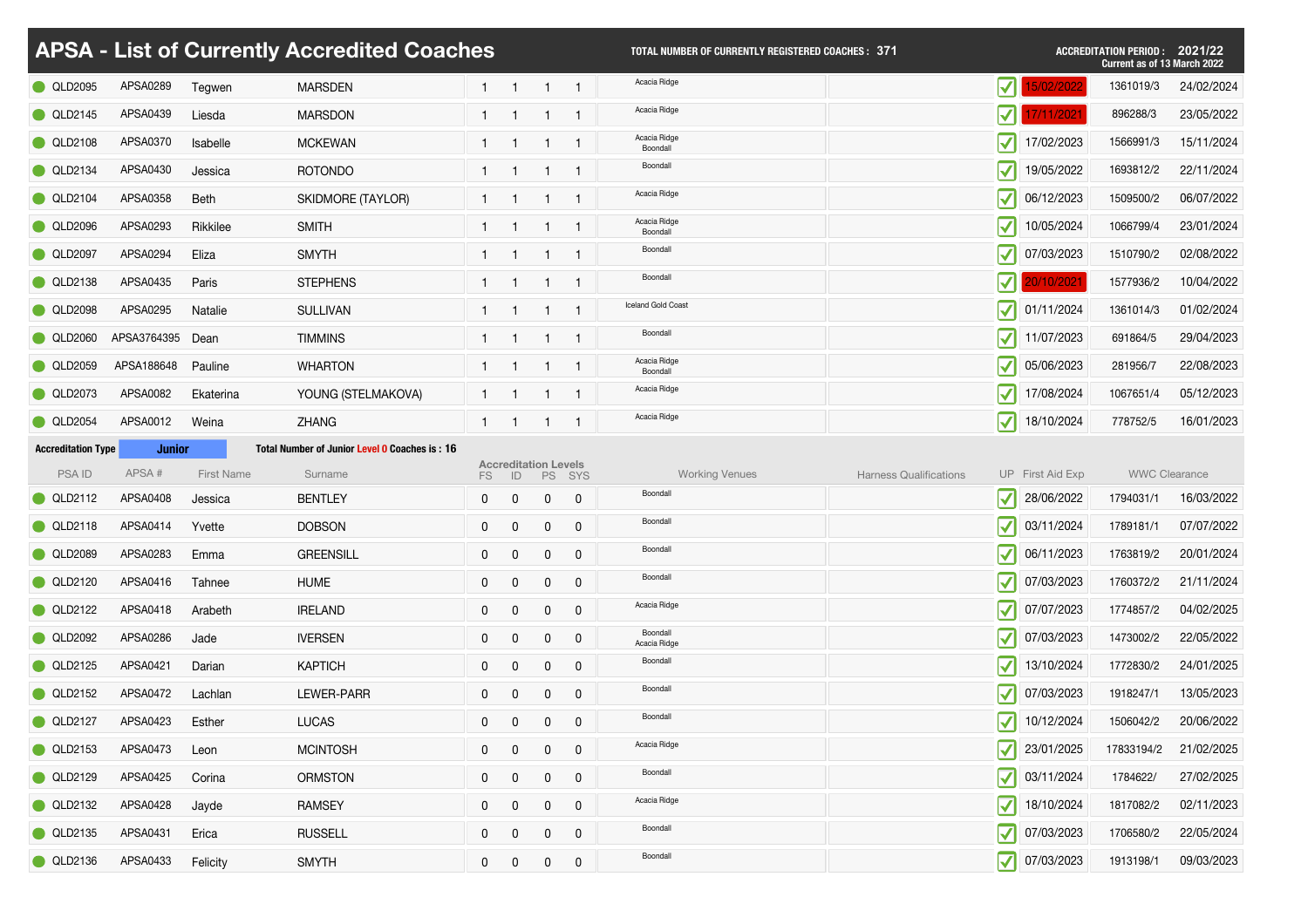# APSA - List of Currently Accredited Coaches

**TOTAL NUMBER OF CURRENTLY REGISTERED COACHES : 371**

**ACCREDITATION PERIOD : 2021/22**
**Current as of 13 March 2022**

| PSA ID | APSA # | First Name | Surname | FS | ID | PS | SYS | Working Venues | Harness Qualifications | UP | First Aid Exp | WWC Clearance | |
|---|---|---|---|---|---|---|---|---|---|---|---|---|---|
| QLD2095 | APSA0289 | Tegwen | MARSDEN | 1 | 1 | 1 | 1 | Acacia Ridge | | ✓ | 15/02/2022 | 1361019/3 | 24/02/2024 |
| QLD2145 | APSA0439 | Liesda | MARSDON | 1 | 1 | 1 | 1 | Acacia Ridge | | ✓ | 17/11/2021 | 896288/3 | 23/05/2022 |
| QLD2108 | APSA0370 | Isabelle | MCKEWAN | 1 | 1 | 1 | 1 | Acacia Ridge Boondall | | ✓ | 17/02/2023 | 1566991/3 | 15/11/2024 |
| QLD2134 | APSA0430 | Jessica | ROTONDO | 1 | 1 | 1 | 1 | Boondall | | ✓ | 19/05/2022 | 1693812/2 | 22/11/2024 |
| QLD2104 | APSA0358 | Beth | SKIDMORE (TAYLOR) | 1 | 1 | 1 | 1 | Acacia Ridge | | ✓ | 06/12/2023 | 1509500/2 | 06/07/2022 |
| QLD2096 | APSA0293 | Rikkilee | SMITH | 1 | 1 | 1 | 1 | Acacia Ridge Boondall | | ✓ | 10/05/2024 | 1066799/4 | 23/01/2024 |
| QLD2097 | APSA0294 | Eliza | SMYTH | 1 | 1 | 1 | 1 | Boondall | | ✓ | 07/03/2023 | 1510790/2 | 02/08/2022 |
| QLD2138 | APSA0435 | Paris | STEPHENS | 1 | 1 | 1 | 1 | Boondall | | ✓ | 20/10/2021 | 1577936/2 | 10/04/2022 |
| QLD2098 | APSA0295 | Natalie | SULLIVAN | 1 | 1 | 1 | 1 | Iceland Gold Coast | | ✓ | 01/11/2024 | 1361014/3 | 01/02/2024 |
| QLD2060 | APSA3764395 | Dean | TIMMINS | 1 | 1 | 1 | 1 | Boondall | | ✓ | 11/07/2023 | 691864/5 | 29/04/2023 |
| QLD2059 | APSA188648 | Pauline | WHARTON | 1 | 1 | 1 | 1 | Acacia Ridge Boondall | | ✓ | 05/06/2023 | 281956/7 | 22/08/2023 |
| QLD2073 | APSA0082 | Ekaterina | YOUNG (STELMAKOVA) | 1 | 1 | 1 | 1 | Acacia Ridge | | ✓ | 17/08/2024 | 1067651/4 | 05/12/2023 |
| QLD2054 | APSA0012 | Weina | ZHANG | 1 | 1 | 1 | 1 | Acacia Ridge | | ✓ | 18/10/2024 | 778752/5 | 16/01/2023 |

**Accreditation Type** **Junior** **Total Number of Junior Level 0 Coaches is : 16**

| PSA ID | APSA # | First Name | Surname | Accreditation Levels FS | ID | PS | SYS | Working Venues | Harness Qualifications | UP | First Aid Exp | WWC Clearance | |
|---|---|---|---|---|---|---|---|---|---|---|---|---|---|
| QLD2112 | APSA0408 | Jessica | BENTLEY | 0 | 0 | 0 | 0 | Boondall | | ✓ | 28/06/2022 | 1794031/1 | 16/03/2022 |
| QLD2118 | APSA0414 | Yvette | DOBSON | 0 | 0 | 0 | 0 | Boondall | | ✓ | 03/11/2024 | 1789181/1 | 07/07/2022 |
| QLD2089 | APSA0283 | Emma | GREENSILL | 0 | 0 | 0 | 0 | Boondall | | ✓ | 06/11/2023 | 1763819/2 | 20/01/2024 |
| QLD2120 | APSA0416 | Tahnee | HUME | 0 | 0 | 0 | 0 | Boondall | | ✓ | 07/03/2023 | 1760372/2 | 21/11/2024 |
| QLD2122 | APSA0418 | Arabeth | IRELAND | 0 | 0 | 0 | 0 | Acacia Ridge | | ✓ | 07/07/2023 | 1774857/2 | 04/02/2025 |
| QLD2092 | APSA0286 | Jade | IVERSEN | 0 | 0 | 0 | 0 | Boondall Acacia Ridge | | ✓ | 07/03/2023 | 1473002/2 | 22/05/2022 |
| QLD2125 | APSA0421 | Darian | KAPTICH | 0 | 0 | 0 | 0 | Boondall | | ✓ | 13/10/2024 | 1772830/2 | 24/01/2025 |
| QLD2152 | APSA0472 | Lachlan | LEWER-PARR | 0 | 0 | 0 | 0 | Boondall | | ✓ | 07/03/2023 | 1918247/1 | 13/05/2023 |
| QLD2127 | APSA0423 | Esther | LUCAS | 0 | 0 | 0 | 0 | Boondall | | ✓ | 10/12/2024 | 1506042/2 | 20/06/2022 |
| QLD2153 | APSA0473 | Leon | MCINTOSH | 0 | 0 | 0 | 0 | Acacia Ridge | | ✓ | 23/01/2025 | 17833194/2 | 21/02/2025 |
| QLD2129 | APSA0425 | Corina | ORMSTON | 0 | 0 | 0 | 0 | Boondall | | ✓ | 03/11/2024 | 1784622/ | 27/02/2025 |
| QLD2132 | APSA0428 | Jayde | RAMSEY | 0 | 0 | 0 | 0 | Acacia Ridge | | ✓ | 18/10/2024 | 1817082/2 | 02/11/2023 |
| QLD2135 | APSA0431 | Erica | RUSSELL | 0 | 0 | 0 | 0 | Boondall | | ✓ | 07/03/2023 | 1706580/2 | 22/05/2024 |
| QLD2136 | APSA0433 | Felicity | SMYTH | 0 | 0 | 0 | 0 | Boondall | | ✓ | 07/03/2023 | 1913198/1 | 09/03/2023 |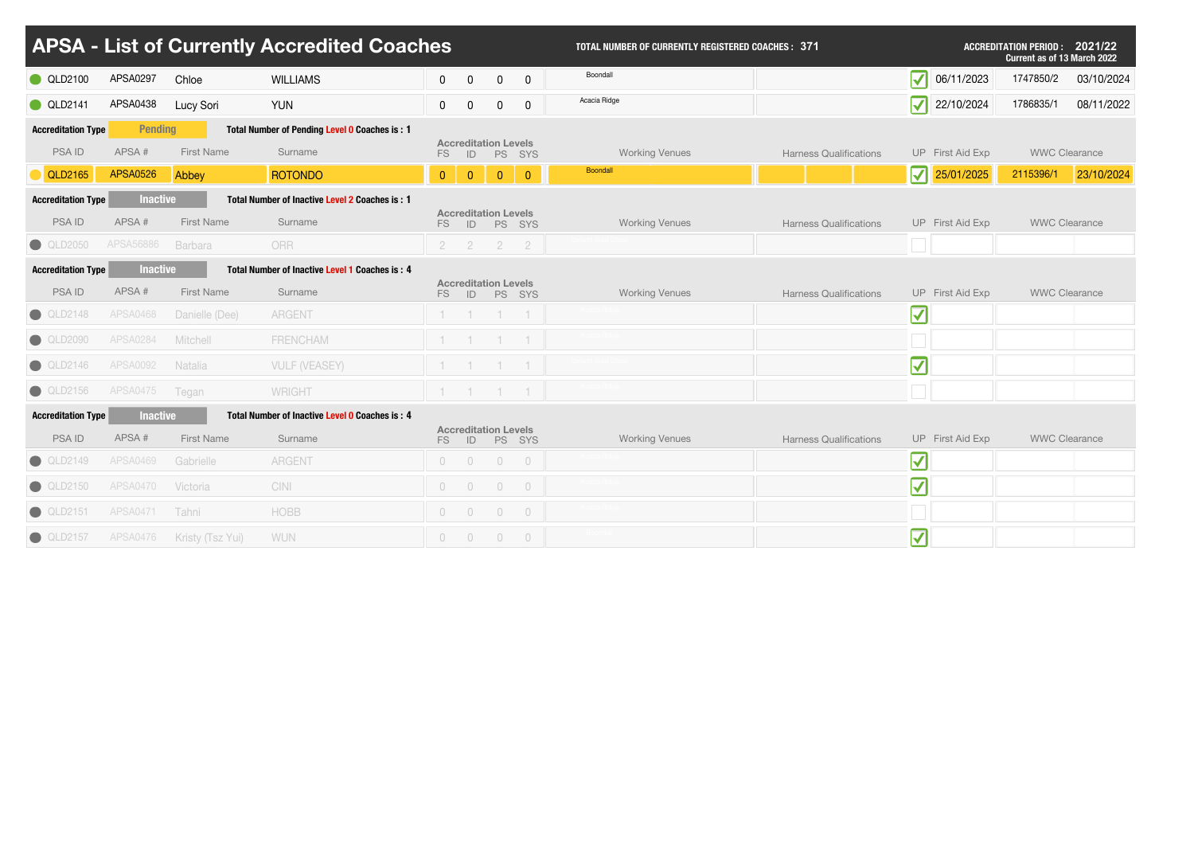# APSA - List of Currently Accredited Coaches

**TOTAL NUMBER OF CURRENTLY REGISTERED COACHES : 371**

**ACCREDITATION PERIOD : 2021/22**
**Current as of 13 March 2022**

| PSA ID | APSA # | First Name | Surname | FS | ID | PS | SYS | Working Venues | Harness Qualifications | UP | First Aid Exp | WWC Clearance | |
|---|---|---|---|---|---|---|---|---|---|---|---|---|---|
| QLD2100 | APSA0297 | Chloe | WILLIAMS | 0 | 0 | 0 | 0 | Boondall | | ✓ | 06/11/2023 | 1747850/2 | 03/10/2024 |
| QLD2141 | APSA0438 | Lucy Sori | YUN | 0 | 0 | 0 | 0 | Acacia Ridge | | ✓ | 22/10/2024 | 1786835/1 | 08/11/2022 |

**Accreditation Type** Pending — **Total Number of Pending Level 0 Coaches is : 1**

| PSA ID | APSA # | First Name | Surname | FS | ID | PS | SYS | Working Venues | Harness Qualifications | UP | First Aid Exp | WWC Clearance | |
|---|---|---|---|---|---|---|---|---|---|---|---|---|---|
| QLD2165 | APSA0526 | Abbey | ROTONDO | 0 | 0 | 0 | 0 | Boondall | | ✓ | 25/01/2025 | 2115396/1 | 23/10/2024 |

**Accreditation Type** Inactive — **Total Number of Inactive Level 2 Coaches is : 1**

| PSA ID | APSA # | First Name | Surname | FS | ID | PS | SYS | Working Venues | Harness Qualifications | UP | First Aid Exp | WWC Clearance |
|---|---|---|---|---|---|---|---|---|---|---|---|---|
| QLD2050 | APSA56886 | Barbara | ORR | 2 | 2 | 2 | 2 | | | | | |

**Accreditation Type** Inactive — **Total Number of Inactive Level 1 Coaches is : 4**

| PSA ID | APSA # | First Name | Surname | FS | ID | PS | SYS | Working Venues | Harness Qualifications | UP | First Aid Exp | WWC Clearance |
|---|---|---|---|---|---|---|---|---|---|---|---|---|
| QLD2148 | APSA0468 | Danielle (Dee) | ARGENT | 1 | 1 | 1 | 1 | | | ✓ | | |
| QLD2090 | APSA0284 | Mitchell | FRENCHAM | 1 | 1 | 1 | 1 | | | | | |
| QLD2146 | APSA0092 | Natalia | VULF (VEASEY) | 1 | 1 | 1 | 1 | | | ✓ | | |
| QLD2156 | APSA0475 | Tegan | WRIGHT | 1 | 1 | 1 | 1 | | | | | |

**Accreditation Type** Inactive — **Total Number of Inactive Level 0 Coaches is : 4**

| PSA ID | APSA # | First Name | Surname | FS | ID | PS | SYS | Working Venues | Harness Qualifications | UP | First Aid Exp | WWC Clearance |
|---|---|---|---|---|---|---|---|---|---|---|---|---|
| QLD2149 | APSA0469 | Gabrielle | ARGENT | 0 | 0 | 0 | 0 | | | ✓ | | |
| QLD2150 | APSA0470 | Victoria | CINI | 0 | 0 | 0 | 0 | | | ✓ | | |
| QLD2151 | APSA0471 | Tahni | HOBB | 0 | 0 | 0 | 0 | | | | | |
| QLD2157 | APSA0476 | Kristy (Tsz Yui) | WUN | 0 | 0 | 0 | 0 | | | ✓ | | |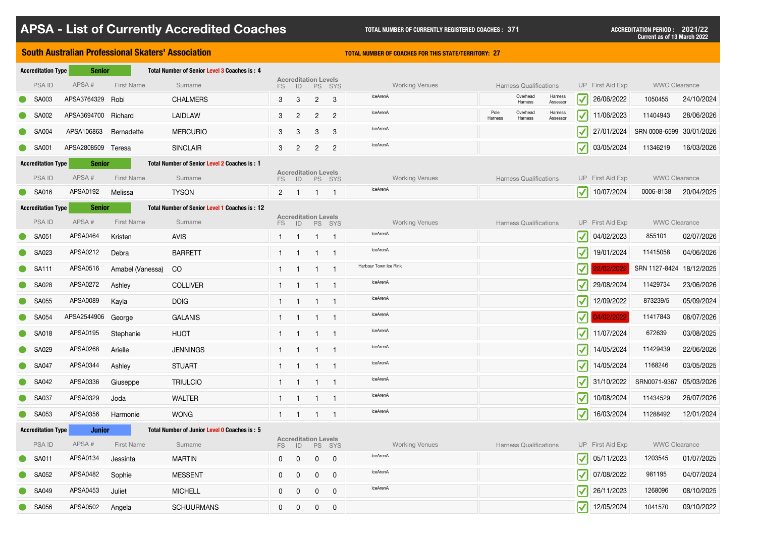# APSA - List of Currently Accredited Coaches

TOTAL NUMBER OF CURRENTLY REGISTERED COACHES : 371

ACCREDITATION PERIOD : 2021/22
Current as of 13 March 2022

## South Australian Professional Skaters' Association

TOTAL NUMBER OF COACHES FOR THIS STATE/TERRITORY: 27

**Accreditation Type: Senior** — Total Number of Senior Level 3 Coaches is : 4

| PSA ID | APSA # | First Name | Surname | FS | ID | PS | SYS | Working Venues | Harness Qualifications | UP | First Aid Exp | WWC Clearance | |
|---|---|---|---|---|---|---|---|---|---|---|---|---|---|
| SA003 | APSA3764329 | Robi | CHALMERS | 3 | 3 | 2 | 3 | IceArenA | Overhead Harness, Harness Assessor | ✓ | 26/06/2022 | 1050455 | 24/10/2024 |
| SA002 | APSA3694700 | Richard | LAIDLAW | 3 | 2 | 2 | 2 | IceArenA | Pole Harness, Overhead Harness, Harness Assessor | ✓ | 11/06/2023 | 11404943 | 28/06/2026 |
| SA004 | APSA106863 | Bernadette | MERCURIO | 3 | 3 | 3 | 3 | IceArenA | | ✓ | 27/01/2024 | SRN 0008-6599 | 30/01/2026 |
| SA001 | APSA2808509 | Teresa | SINCLAIR | 3 | 2 | 2 | 2 | IceArenA | | ✓ | 03/05/2024 | 11346219 | 16/03/2026 |

**Accreditation Type: Senior** — Total Number of Senior Level 2 Coaches is : 1

| PSA ID | APSA # | First Name | Surname | FS | ID | PS | SYS | Working Venues | Harness Qualifications | UP | First Aid Exp | WWC Clearance | |
|---|---|---|---|---|---|---|---|---|---|---|---|---|---|
| SA016 | APSA0192 | Melissa | TYSON | 2 | 1 | 1 | 1 | IceArenA | | ✓ | 10/07/2024 | 0006-8138 | 20/04/2025 |

**Accreditation Type: Senior** — Total Number of Senior Level 1 Coaches is : 12

| PSA ID | APSA # | First Name | Surname | FS | ID | PS | SYS | Working Venues | Harness Qualifications | UP | First Aid Exp | WWC Clearance | |
|---|---|---|---|---|---|---|---|---|---|---|---|---|---|
| SA051 | APSA0464 | Kristen | AVIS | 1 | 1 | 1 | 1 | IceArenA | | ✓ | 04/02/2023 | 855101 | 02/07/2026 |
| SA023 | APSA0212 | Debra | BARRETT | 1 | 1 | 1 | 1 | IceArenA | | ✓ | 19/01/2024 | 11415058 | 04/06/2026 |
| SA111 | APSA0516 | Amabel (Vanessa) | CO | 1 | 1 | 1 | 1 | Harbour Town Ice Rink | | ✓ | 22/02/2022 | SRN 1127-8424 | 18/12/2025 |
| SA028 | APSA0272 | Ashley | COLLIVER | 1 | 1 | 1 | 1 | IceArenA | | ✓ | 29/08/2024 | 11429734 | 23/06/2026 |
| SA055 | APSA0089 | Kayla | DOIG | 1 | 1 | 1 | 1 | IceArenA | | ✓ | 12/09/2022 | 873239/5 | 05/09/2024 |
| SA054 | APSA2544906 | George | GALANIS | 1 | 1 | 1 | 1 | IceArenA | | ✓ | 04/02/2022 | 11417843 | 08/07/2026 |
| SA018 | APSA0195 | Stephanie | HUOT | 1 | 1 | 1 | 1 | IceArenA | | ✓ | 11/07/2024 | 672639 | 03/08/2025 |
| SA029 | APSA0268 | Arielle | JENNINGS | 1 | 1 | 1 | 1 | IceArenA | | ✓ | 14/05/2024 | 11429439 | 22/06/2026 |
| SA047 | APSA0344 | Ashley | STUART | 1 | 1 | 1 | 1 | IceArenA | | ✓ | 14/05/2024 | 1168246 | 03/05/2025 |
| SA042 | APSA0336 | Giuseppe | TRIULCIO | 1 | 1 | 1 | 1 | IceArenA | | ✓ | 31/10/2022 | SRN0071-9367 | 05/03/2026 |
| SA037 | APSA0329 | Joda | WALTER | 1 | 1 | 1 | 1 | IceArenA | | ✓ | 10/08/2024 | 11434529 | 26/07/2026 |
| SA053 | APSA0356 | Harmonie | WONG | 1 | 1 | 1 | 1 | IceArenA | | ✓ | 16/03/2024 | 11288492 | 12/01/2024 |

**Accreditation Type: Junior** — Total Number of Junior Level 0 Coaches is : 5

| PSA ID | APSA # | First Name | Surname | FS | ID | PS | SYS | Working Venues | Harness Qualifications | UP | First Aid Exp | WWC Clearance | |
|---|---|---|---|---|---|---|---|---|---|---|---|---|---|
| SA011 | APSA0134 | Jessinta | MARTIN | 0 | 0 | 0 | 0 | IceArenA | | ✓ | 05/11/2023 | 1203545 | 01/07/2025 |
| SA052 | APSA0482 | Sophie | MESSENT | 0 | 0 | 0 | 0 | IceArenA | | ✓ | 07/08/2022 | 981195 | 04/07/2024 |
| SA049 | APSA0453 | Juliet | MICHELL | 0 | 0 | 0 | 0 | IceArenA | | ✓ | 26/11/2023 | 1268096 | 08/10/2025 |
| SA056 | APSA0502 | Angela | SCHUURMANS | 0 | 0 | 0 | 0 | | | ✓ | 12/05/2024 | 1041570 | 09/10/2022 |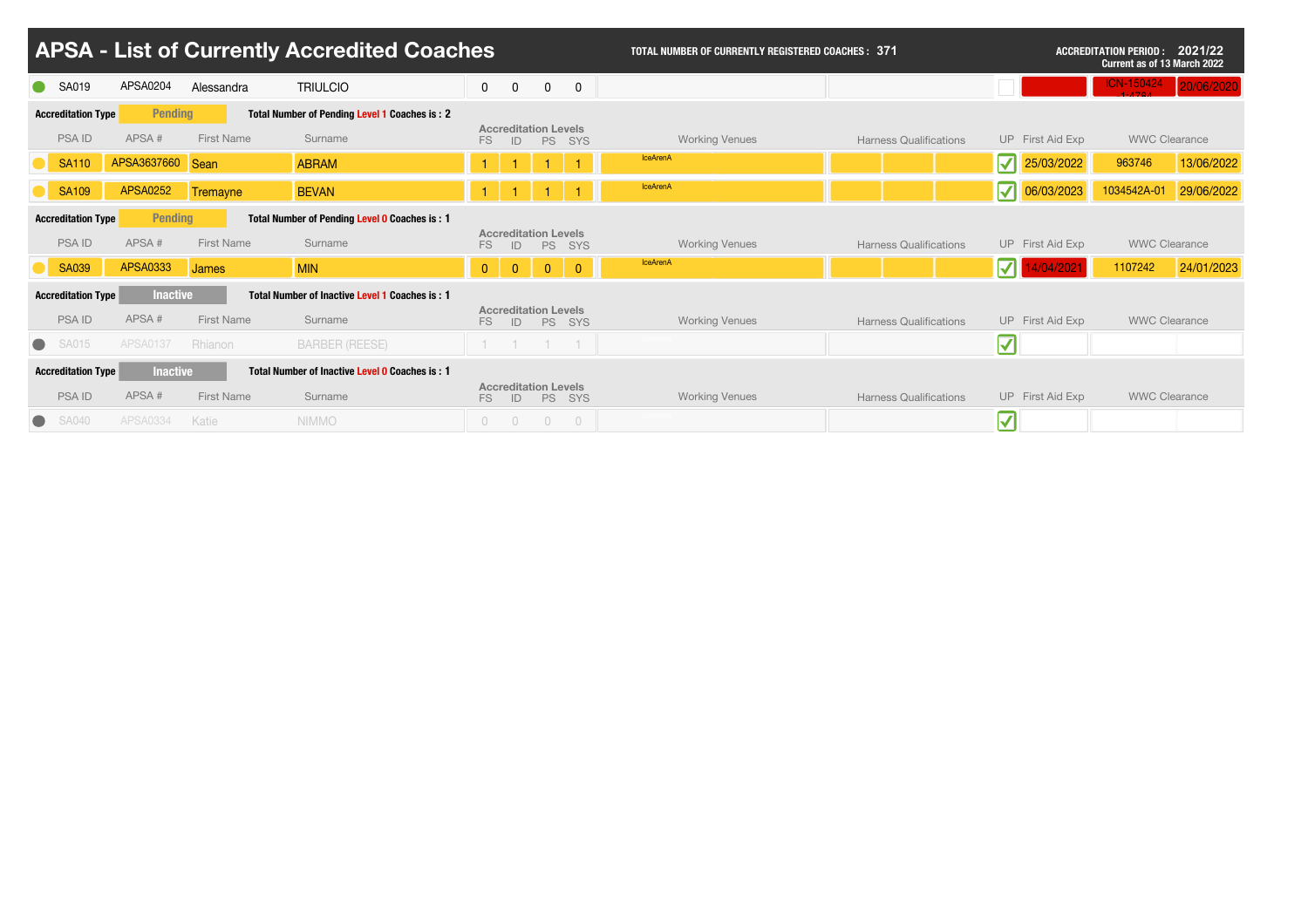# APSA - List of Currently Accredited Coaches

**TOTAL NUMBER OF CURRENTLY REGISTERED COACHES : 371**

**ACCREDITATION PERIOD : 2021/22**
**Current as of 13 March 2022**

| PSA ID | APSA # | First Name | Surname | FS | ID | PS | SYS | Working Venues | Harness Qualifications | UP | First Aid Exp | WWC Clearance | |
|---|---|---|---|---|---|---|---|---|---|---|---|---|---|
| SA019 | APSA0204 | Alessandra | TRIULCIO | 0 | 0 | 0 | 0 | | | | | ICN-150424 1-4784 | 20/06/2020 |

**Accreditation Type** Pending — **Total Number of Pending Level 1 Coaches is : 2**

| PSA ID | APSA # | First Name | Surname | Accreditation Levels FS | ID | PS | SYS | Working Venues | Harness Qualifications | UP | First Aid Exp | WWC Clearance | |
|---|---|---|---|---|---|---|---|---|---|---|---|---|---|
| SA110 | APSA3637660 | Sean | ABRAM | 1 | 1 | 1 | 1 | IceArenA | | ✓ | 25/03/2022 | 963746 | 13/06/2022 |
| SA109 | APSA0252 | Tremayne | BEVAN | 1 | 1 | 1 | 1 | IceArenA | | ✓ | 06/03/2023 | 1034542A-01 | 29/06/2022 |

**Accreditation Type** Pending — **Total Number of Pending Level 0 Coaches is : 1**

| PSA ID | APSA # | First Name | Surname | Accreditation Levels FS | ID | PS | SYS | Working Venues | Harness Qualifications | UP | First Aid Exp | WWC Clearance | |
|---|---|---|---|---|---|---|---|---|---|---|---|---|---|
| SA039 | APSA0333 | James | MIN | 0 | 0 | 0 | 0 | IceArenA | | ✓ | 14/04/2021 | 1107242 | 24/01/2023 |

**Accreditation Type** Inactive — **Total Number of Inactive Level 1 Coaches is : 1**

| PSA ID | APSA # | First Name | Surname | Accreditation Levels FS | ID | PS | SYS | Working Venues | Harness Qualifications | UP | First Aid Exp | WWC Clearance | |
|---|---|---|---|---|---|---|---|---|---|---|---|---|---|
| SA015 | APSA0137 | Rhianon | BARBER (REESE) | 1 | 1 | 1 | 1 | | | ✓ | | | |

**Accreditation Type** Inactive — **Total Number of Inactive Level 0 Coaches is : 1**

| PSA ID | APSA # | First Name | Surname | Accreditation Levels FS | ID | PS | SYS | Working Venues | Harness Qualifications | UP | First Aid Exp | WWC Clearance | |
|---|---|---|---|---|---|---|---|---|---|---|---|---|---|
| SA040 | APSA0334 | Katie | NIMMO | 0 | 0 | 0 | 0 | | | ✓ | | | |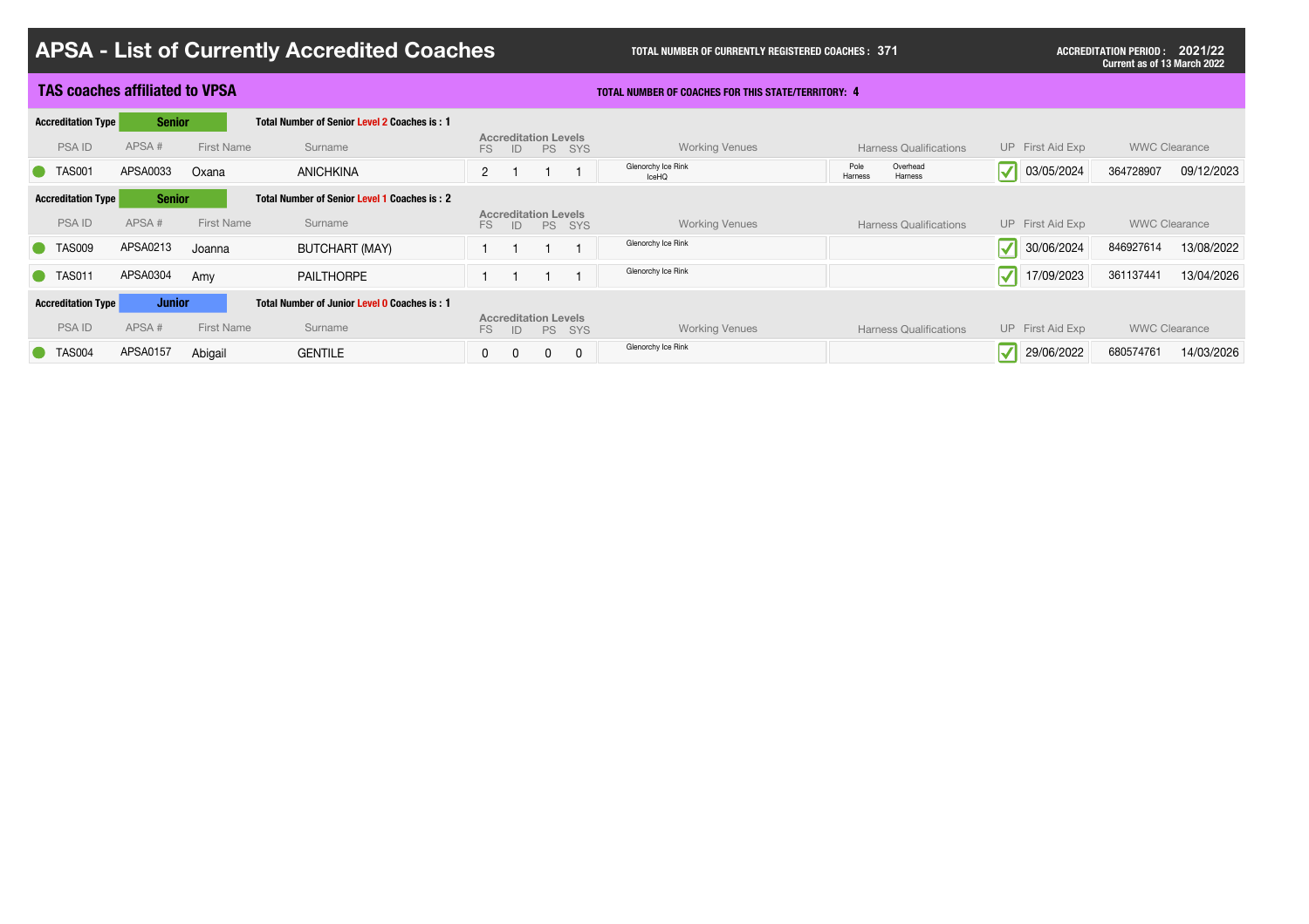# APSA - List of Currently Accredited Coaches

**TOTAL NUMBER OF CURRENTLY REGISTERED COACHES : 371**

**ACCREDITATION PERIOD : 2021/22**
**Current as of 13 March 2022**

## TAS coaches affiliated to VPSA

**TOTAL NUMBER OF COACHES FOR THIS STATE/TERRITORY: 4**

**Accreditation Type** Senior — **Total Number of Senior Level 2 Coaches is : 1**

| PSA ID | APSA # | First Name | Surname | Accreditation Levels FS | ID | PS | SYS | Working Venues | Harness Qualifications | UP | First Aid Exp | WWC Clearance | |
|---|---|---|---|---|---|---|---|---|---|---|---|---|---|
| TAS001 | APSA0033 | Oxana | ANICHKINA | 2 | 1 | 1 | 1 | Glenorchy Ice Rink, IceHQ | Pole Harness, Overhead Harness | ✓ | 03/05/2024 | 364728907 | 09/12/2023 |

**Accreditation Type** Senior — **Total Number of Senior Level 1 Coaches is : 2**

| PSA ID | APSA # | First Name | Surname | Accreditation Levels FS | ID | PS | SYS | Working Venues | Harness Qualifications | UP | First Aid Exp | WWC Clearance | |
|---|---|---|---|---|---|---|---|---|---|---|---|---|---|
| TAS009 | APSA0213 | Joanna | BUTCHART (MAY) | 1 | 1 | 1 | 1 | Glenorchy Ice Rink | | ✓ | 30/06/2024 | 846927614 | 13/08/2022 |
| TAS011 | APSA0304 | Amy | PAILTHORPE | 1 | 1 | 1 | 1 | Glenorchy Ice Rink | | ✓ | 17/09/2023 | 361137441 | 13/04/2026 |

**Accreditation Type** Junior — **Total Number of Junior Level 0 Coaches is : 1**

| PSA ID | APSA # | First Name | Surname | Accreditation Levels FS | ID | PS | SYS | Working Venues | Harness Qualifications | UP | First Aid Exp | WWC Clearance | |
|---|---|---|---|---|---|---|---|---|---|---|---|---|---|
| TAS004 | APSA0157 | Abigail | GENTILE | 0 | 0 | 0 | 0 | Glenorchy Ice Rink | | ✓ | 29/06/2022 | 680574761 | 14/03/2026 |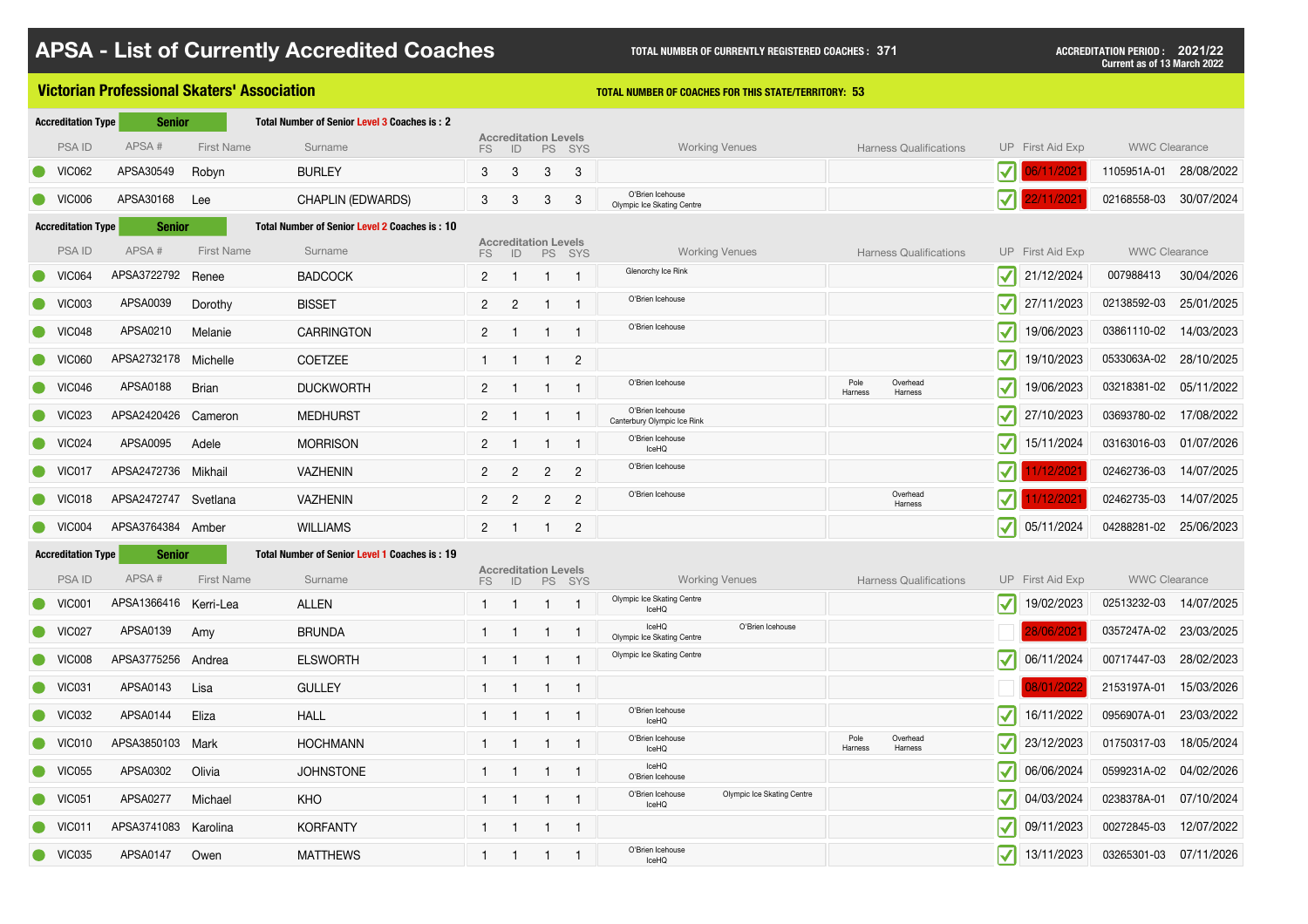# APSA - List of Currently Accredited Coaches

**TOTAL NUMBER OF CURRENTLY REGISTERED COACHES : 371**

**ACCREDITATION PERIOD : 2021/22**
Current as of 13 March 2022

## Victorian Professional Skaters' Association

**TOTAL NUMBER OF COACHES FOR THIS STATE/TERRITORY: 53**

**Accreditation Type: Senior** — Total Number of Senior Level 3 Coaches is : 2

| PSA ID | APSA # | First Name | Surname | FS | ID | PS | SYS | Working Venues | Harness Qualifications | UP | First Aid Exp | WWC Clearance | |
|---|---|---|---|---|---|---|---|---|---|---|---|---|---|
| VIC062 | APSA30549 | Robyn | BURLEY | 3 | 3 | 3 | 3 | | | ✓ | 06/11/2021 | 1105951A-01 | 28/08/2022 |
| VIC006 | APSA30168 | Lee | CHAPLIN (EDWARDS) | 3 | 3 | 3 | 3 | O'Brien Icehouse, Olympic Ice Skating Centre | | ✓ | 22/11/2021 | 02168558-03 | 30/07/2024 |

**Accreditation Type: Senior** — Total Number of Senior Level 2 Coaches is : 10

| PSA ID | APSA # | First Name | Surname | FS | ID | PS | SYS | Working Venues | Harness Qualifications | UP | First Aid Exp | WWC Clearance | |
|---|---|---|---|---|---|---|---|---|---|---|---|---|---|
| VIC064 | APSA3722792 | Renee | BADCOCK | 2 | 1 | 1 | 1 | Glenorchy Ice Rink | | ✓ | 21/12/2024 | 007988413 | 30/04/2026 |
| VIC003 | APSA0039 | Dorothy | BISSET | 2 | 2 | 1 | 1 | O'Brien Icehouse | | ✓ | 27/11/2023 | 02138592-03 | 25/01/2025 |
| VIC048 | APSA0210 | Melanie | CARRINGTON | 2 | 1 | 1 | 1 | O'Brien Icehouse | | ✓ | 19/06/2023 | 03861110-02 | 14/03/2023 |
| VIC060 | APSA2732178 | Michelle | COETZEE | 1 | 1 | 1 | 2 | | | ✓ | 19/10/2023 | 0533063A-02 | 28/10/2025 |
| VIC046 | APSA0188 | Brian | DUCKWORTH | 2 | 1 | 1 | 1 | O'Brien Icehouse | Pole Harness, Overhead Harness | ✓ | 19/06/2023 | 03218381-02 | 05/11/2022 |
| VIC023 | APSA2420426 | Cameron | MEDHURST | 2 | 1 | 1 | 1 | O'Brien Icehouse, Canterbury Olympic Ice Rink | | ✓ | 27/10/2023 | 03693780-02 | 17/08/2022 |
| VIC024 | APSA0095 | Adele | MORRISON | 2 | 1 | 1 | 1 | O'Brien Icehouse, IceHQ | | ✓ | 15/11/2024 | 03163016-03 | 01/07/2026 |
| VIC017 | APSA2472736 | Mikhail | VAZHENIN | 2 | 2 | 2 | 2 | O'Brien Icehouse | | ✓ | 11/12/2021 | 02462736-03 | 14/07/2025 |
| VIC018 | APSA2472747 | Svetlana | VAZHENIN | 2 | 2 | 2 | 2 | O'Brien Icehouse | Overhead Harness | ✓ | 11/12/2021 | 02462735-03 | 14/07/2025 |
| VIC004 | APSA3764384 | Amber | WILLIAMS | 2 | 1 | 1 | 2 | | | ✓ | 05/11/2024 | 04288281-02 | 25/06/2023 |

**Accreditation Type: Senior** — Total Number of Senior Level 1 Coaches is : 19

| PSA ID | APSA # | First Name | Surname | FS | ID | PS | SYS | Working Venues | Harness Qualifications | UP | First Aid Exp | WWC Clearance | |
|---|---|---|---|---|---|---|---|---|---|---|---|---|---|
| VIC001 | APSA1366416 | Kerri-Lea | ALLEN | 1 | 1 | 1 | 1 | Olympic Ice Skating Centre, IceHQ | | ✓ | 19/02/2023 | 02513232-03 | 14/07/2025 |
| VIC027 | APSA0139 | Amy | BRUNDA | 1 | 1 | 1 | 1 | IceHQ, O'Brien Icehouse, Olympic Ice Skating Centre | | | 28/06/2021 | 0357247A-02 | 23/03/2025 |
| VIC008 | APSA3775256 | Andrea | ELSWORTH | 1 | 1 | 1 | 1 | Olympic Ice Skating Centre | | ✓ | 06/11/2024 | 00717447-03 | 28/02/2023 |
| VIC031 | APSA0143 | Lisa | GULLEY | 1 | 1 | 1 | 1 | | | | 08/01/2022 | 2153197A-01 | 15/03/2026 |
| VIC032 | APSA0144 | Eliza | HALL | 1 | 1 | 1 | 1 | O'Brien Icehouse, IceHQ | | ✓ | 16/11/2022 | 0956907A-01 | 23/03/2022 |
| VIC010 | APSA3850103 | Mark | HOCHMANN | 1 | 1 | 1 | 1 | O'Brien Icehouse, IceHQ | Pole Harness, Overhead Harness | ✓ | 23/12/2023 | 01750317-03 | 18/05/2024 |
| VIC055 | APSA0302 | Olivia | JOHNSTONE | 1 | 1 | 1 | 1 | IceHQ, O'Brien Icehouse | | ✓ | 06/06/2024 | 0599231A-02 | 04/02/2026 |
| VIC051 | APSA0277 | Michael | KHO | 1 | 1 | 1 | 1 | O'Brien Icehouse, Olympic Ice Skating Centre, IceHQ | | ✓ | 04/03/2024 | 0238378A-01 | 07/10/2024 |
| VIC011 | APSA3741083 | Karolina | KORFANTY | 1 | 1 | 1 | 1 | | | ✓ | 09/11/2023 | 00272845-03 | 12/07/2022 |
| VIC035 | APSA0147 | Owen | MATTHEWS | 1 | 1 | 1 | 1 | O'Brien Icehouse, IceHQ | | ✓ | 13/11/2023 | 03265301-03 | 07/11/2026 |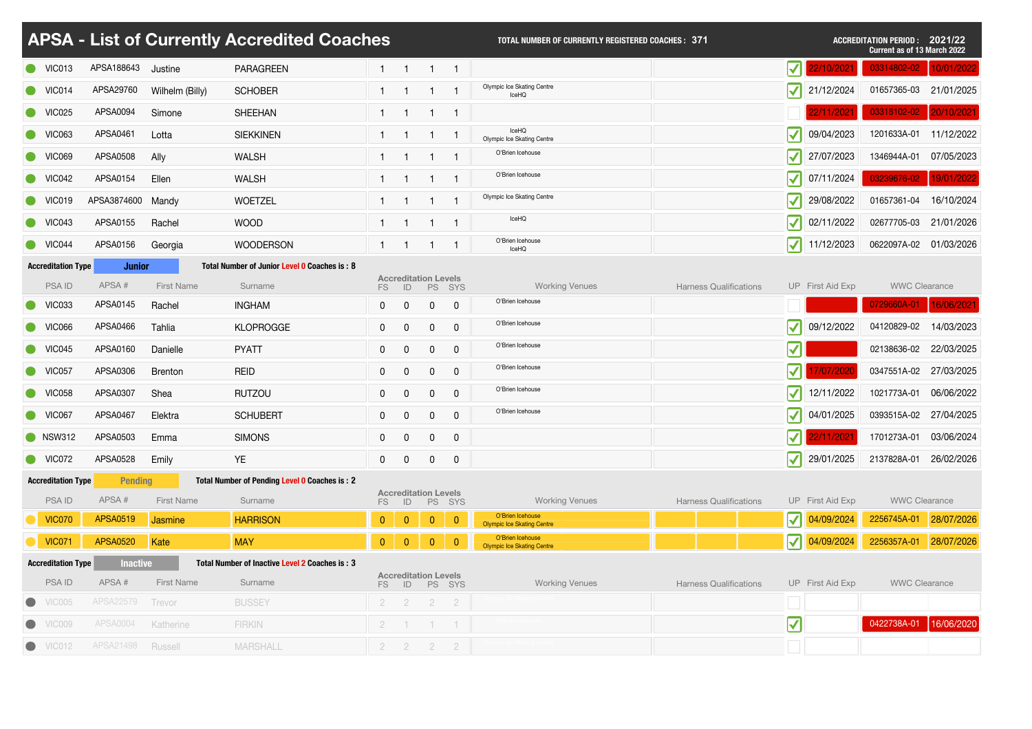# APSA - List of Currently Accredited Coaches

TOTAL NUMBER OF CURRENTLY REGISTERED COACHES : 371

ACCREDITATION PERIOD : 2021/22
Current as of 13 March 2022

| PSA ID | APSA # | First Name | Surname | FS | ID | PS | SYS | Working Venues | Harness Qualifications | UP | First Aid Exp | WWC Clearance | |
|---|---|---|---|---|---|---|---|---|---|---|---|---|---|
| VIC013 | APSA188643 | Justine | PARAGREEN | 1 | 1 | 1 | 1 | | | ✓ | 22/10/2021 | 03314802-02 | 10/01/2022 |
| VIC014 | APSA29760 | Wilhelm (Billy) | SCHOBER | 1 | 1 | 1 | 1 | Olympic Ice Skating Centre IceHQ | | ✓ | 21/12/2024 | 01657365-03 | 21/01/2025 |
| VIC025 | APSA0094 | Simone | SHEEHAN | 1 | 1 | 1 | 1 | | | | 22/11/2021 | 03318102-02 | 20/10/2021 |
| VIC063 | APSA0461 | Lotta | SIEKKINEN | 1 | 1 | 1 | 1 | IceHQ Olympic Ice Skating Centre | | ✓ | 09/04/2023 | 1201633A-01 | 11/12/2022 |
| VIC069 | APSA0508 | Ally | WALSH | 1 | 1 | 1 | 1 | O'Brien Icehouse | | ✓ | 27/07/2023 | 1346944A-01 | 07/05/2023 |
| VIC042 | APSA0154 | Ellen | WALSH | 1 | 1 | 1 | 1 | O'Brien Icehouse | | ✓ | 07/11/2024 | 03239576-02 | 19/01/2022 |
| VIC019 | APSA3874600 | Mandy | WOETZEL | 1 | 1 | 1 | 1 | Olympic Ice Skating Centre | | ✓ | 29/08/2022 | 01657361-04 | 16/10/2024 |
| VIC043 | APSA0155 | Rachel | WOOD | 1 | 1 | 1 | 1 | IceHQ | | ✓ | 02/11/2022 | 02677705-03 | 21/01/2026 |
| VIC044 | APSA0156 | Georgia | WOODERSON | 1 | 1 | 1 | 1 | O'Brien Icehouse IceHQ | | ✓ | 11/12/2023 | 0622097A-02 | 01/03/2026 |

**Accreditation Type: Junior** — Total Number of Junior Level 0 Coaches is : 8

| PSA ID | APSA # | First Name | Surname | Accreditation Levels FS | ID | PS | SYS | Working Venues | Harness Qualifications | UP | First Aid Exp | WWC Clearance | |
|---|---|---|---|---|---|---|---|---|---|---|---|---|---|
| VIC033 | APSA0145 | Rachel | INGHAM | 0 | 0 | 0 | 0 | O'Brien Icehouse | | | | 0729660A-01 | 16/06/2021 |
| VIC066 | APSA0466 | Tahlia | KLOPROGGE | 0 | 0 | 0 | 0 | O'Brien Icehouse | | ✓ | 09/12/2022 | 04120829-02 | 14/03/2023 |
| VIC045 | APSA0160 | Danielle | PYATT | 0 | 0 | 0 | 0 | O'Brien Icehouse | | ✓ | | 02138636-02 | 22/03/2025 |
| VIC057 | APSA0306 | Brenton | REID | 0 | 0 | 0 | 0 | O'Brien Icehouse | | ✓ | 17/07/2020 | 0347551A-02 | 27/03/2025 |
| VIC058 | APSA0307 | Shea | RUTZOU | 0 | 0 | 0 | 0 | O'Brien Icehouse | | ✓ | 12/11/2022 | 1021773A-01 | 06/06/2022 |
| VIC067 | APSA0467 | Elektra | SCHUBERT | 0 | 0 | 0 | 0 | O'Brien Icehouse | | ✓ | 04/01/2025 | 0393515A-02 | 27/04/2025 |
| NSW312 | APSA0503 | Emma | SIMONS | 0 | 0 | 0 | 0 | | | ✓ | 22/11/2021 | 1701273A-01 | 03/06/2024 |
| VIC072 | APSA0528 | Emily | YE | 0 | 0 | 0 | 0 | | | ✓ | 29/01/2025 | 2137828A-01 | 26/02/2026 |

**Accreditation Type: Pending** — Total Number of Pending Level 0 Coaches is : 2

| PSA ID | APSA # | First Name | Surname | Accreditation Levels FS | ID | PS | SYS | Working Venues | Harness Qualifications | UP | First Aid Exp | WWC Clearance | |
|---|---|---|---|---|---|---|---|---|---|---|---|---|---|
| VIC070 | APSA0519 | Jasmine | HARRISON | 0 | 0 | 0 | 0 | O'Brien Icehouse Olympic Ice Skating Centre | | ✓ | 04/09/2024 | 2256745A-01 | 28/07/2026 |
| VIC071 | APSA0520 | Kate | MAY | 0 | 0 | 0 | 0 | O'Brien Icehouse Olympic Ice Skating Centre | | ✓ | 04/09/2024 | 2256357A-01 | 28/07/2026 |

**Accreditation Type: Inactive** — Total Number of Inactive Level 2 Coaches is : 3

| PSA ID | APSA # | First Name | Surname | Accreditation Levels FS | ID | PS | SYS | Working Venues | Harness Qualifications | UP | First Aid Exp | WWC Clearance | |
|---|---|---|---|---|---|---|---|---|---|---|---|---|---|
| VIC005 | APSA22579 | Trevor | BUSSEY | 2 | 2 | 2 | 2 | | | | | | |
| VIC009 | APSA0004 | Katherine | FIRKIN | 2 | 1 | 1 | 1 | | | ✓ | | 0422738A-01 | 16/06/2020 |
| VIC012 | APSA21498 | Russell | MARSHALL | 2 | 2 | 2 | 2 | | | | | | |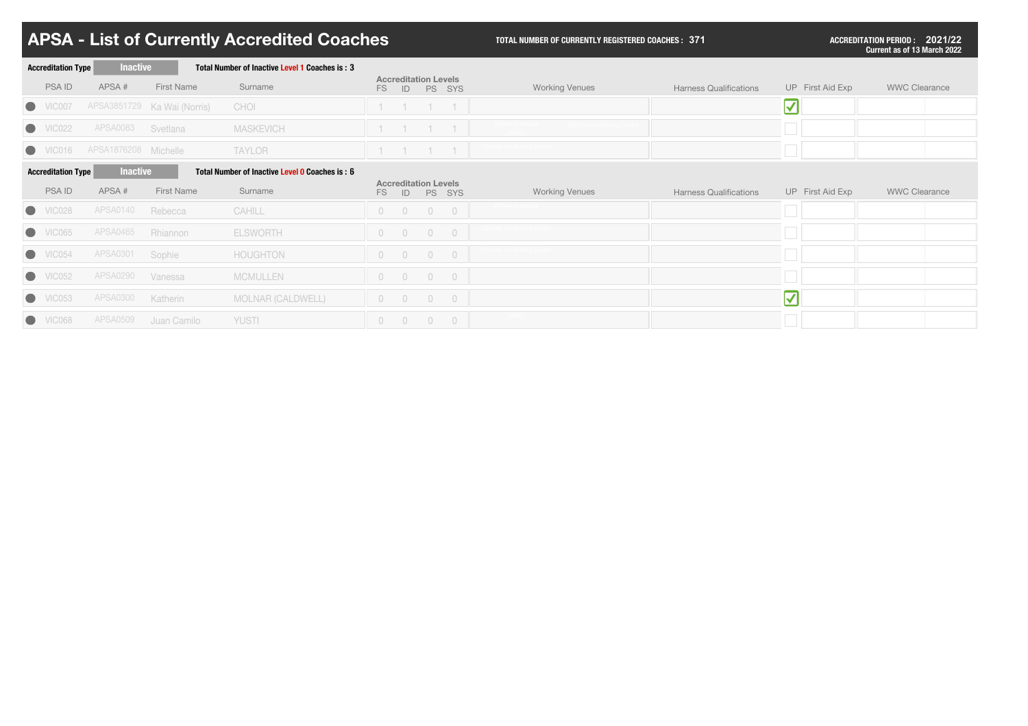# APSA - List of Currently Accredited Coaches

**TOTAL NUMBER OF CURRENTLY REGISTERED COACHES : 371**

**ACCREDITATION PERIOD : 2021/22**
**Current as of 13 March 2022**

**Accreditation Type** Inactive **Total Number of Inactive Level 1 Coaches is : 3**

| PSA ID | APSA # | First Name | Surname | FS | ID | PS | SYS | Working Venues | Harness Qualifications | UP | First Aid Exp | WWC Clearance |
|---|---|---|---|---|---|---|---|---|---|---|---|---|
| VIC007 | APSA3851729 | Ka Wai (Norris) | CHOI | 1 | 1 | 1 | 1 | | | ✓ | | |
| VIC022 | APSA0083 | Svetlana | MASKEVICH | 1 | 1 | 1 | 1 | | | | | |
| VIC016 | APSA1876208 | Michelle | TAYLOR | 1 | 1 | 1 | 1 | | | | | |

**Accreditation Type** Inactive **Total Number of Inactive Level 0 Coaches is : 6**

| PSA ID | APSA # | First Name | Surname | FS | ID | PS | SYS | Working Venues | Harness Qualifications | UP | First Aid Exp | WWC Clearance |
|---|---|---|---|---|---|---|---|---|---|---|---|---|
| VIC028 | APSA0140 | Rebecca | CAHILL | 0 | 0 | 0 | 0 | | | | | |
| VIC065 | APSA0465 | Rhiannon | ELSWORTH | 0 | 0 | 0 | 0 | | | | | |
| VIC054 | APSA0301 | Sophie | HOUGHTON | 0 | 0 | 0 | 0 | | | | | |
| VIC052 | APSA0290 | Vanessa | MCMULLEN | 0 | 0 | 0 | 0 | | | | | |
| VIC053 | APSA0300 | Katherin | MOLNAR (CALDWELL) | 0 | 0 | 0 | 0 | | | ✓ | | |
| VIC068 | APSA0509 | Juan Camilo | YUSTI | 0 | 0 | 0 | 0 | | | | | |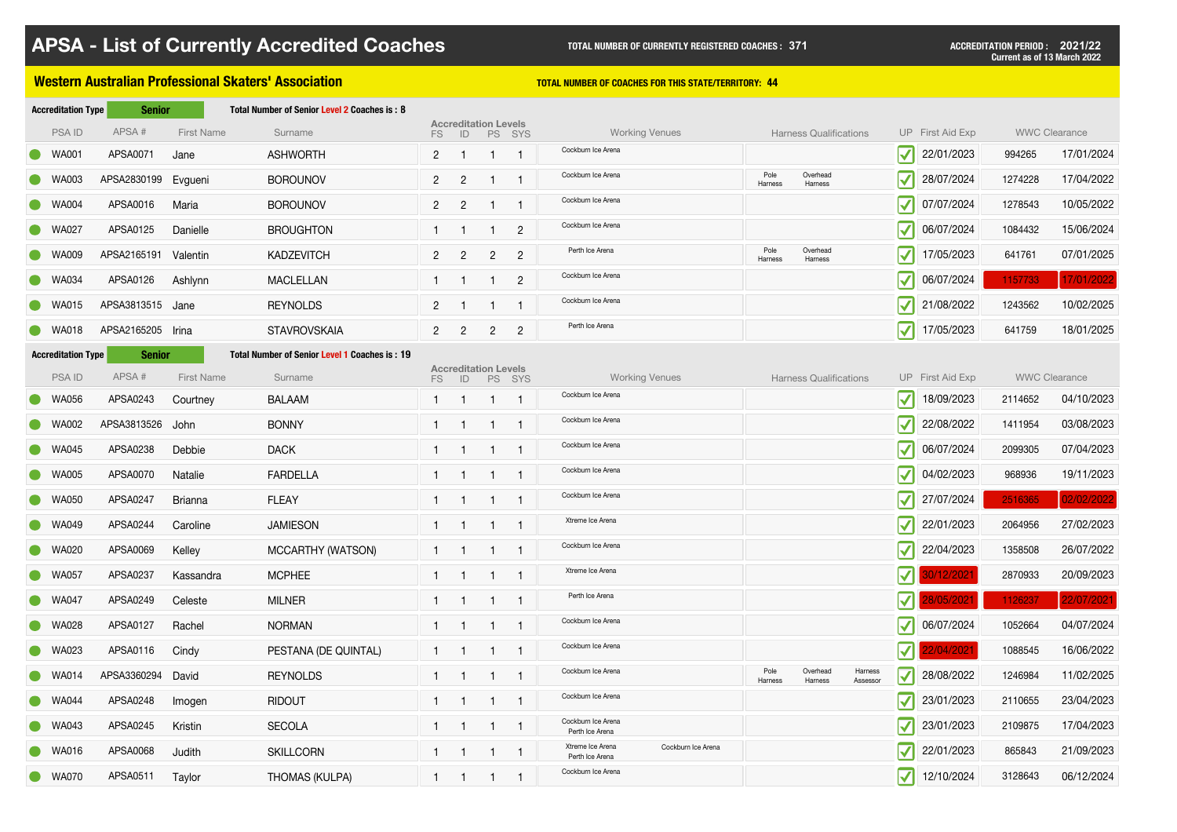# APSA - List of Currently Accredited Coaches

**TOTAL NUMBER OF CURRENTLY REGISTERED COACHES : 371**

**ACCREDITATION PERIOD : 2021/22**
Current as of 13 March 2022

## Western Australian Professional Skaters' Association

**TOTAL NUMBER OF COACHES FOR THIS STATE/TERRITORY: 44**

**Accreditation Type: Senior** — Total Number of Senior Level 2 Coaches is : 8

| PSA ID | APSA # | First Name | Surname | FS | ID | PS | SYS | Working Venues | Harness Qualifications | UP | First Aid Exp | WWC Clearance | |
|---|---|---|---|---|---|---|---|---|---|---|---|---|---|
| WA001 | APSA0071 | Jane | ASHWORTH | 2 | 1 | 1 | 1 | Cockburn Ice Arena | | ✓ | 22/01/2023 | 994265 | 17/01/2024 |
| WA003 | APSA2830199 | Evgueni | BOROUNOV | 2 | 2 | 1 | 1 | Cockburn Ice Arena | Pole Harness, Overhead Harness | ✓ | 28/07/2024 | 1274228 | 17/04/2022 |
| WA004 | APSA0016 | Maria | BOROUNOV | 2 | 2 | 1 | 1 | Cockburn Ice Arena | | ✓ | 07/07/2024 | 1278543 | 10/05/2022 |
| WA027 | APSA0125 | Danielle | BROUGHTON | 1 | 1 | 1 | 2 | Cockburn Ice Arena | | ✓ | 06/07/2024 | 1084432 | 15/06/2024 |
| WA009 | APSA2165191 | Valentin | KADZEVITCH | 2 | 2 | 2 | 2 | Perth Ice Arena | Pole Harness, Overhead Harness | ✓ | 17/05/2023 | 641761 | 07/01/2025 |
| WA034 | APSA0126 | Ashlynn | MACLELLAN | 1 | 1 | 1 | 2 | Cockburn Ice Arena | | ✓ | 06/07/2024 | 1157733 | 17/01/2022 |
| WA015 | APSA3813515 | Jane | REYNOLDS | 2 | 1 | 1 | 1 | Cockburn Ice Arena | | ✓ | 21/08/2022 | 1243562 | 10/02/2025 |
| WA018 | APSA2165205 | Irina | STAVROVSKAIA | 2 | 2 | 2 | 2 | Perth Ice Arena | | ✓ | 17/05/2023 | 641759 | 18/01/2025 |

**Accreditation Type: Senior** — Total Number of Senior Level 1 Coaches is : 19

| PSA ID | APSA # | First Name | Surname | FS | ID | PS | SYS | Working Venues | Harness Qualifications | UP | First Aid Exp | WWC Clearance | |
|---|---|---|---|---|---|---|---|---|---|---|---|---|---|
| WA056 | APSA0243 | Courtney | BALAAM | 1 | 1 | 1 | 1 | Cockburn Ice Arena | | ✓ | 18/09/2023 | 2114652 | 04/10/2023 |
| WA002 | APSA3813526 | John | BONNY | 1 | 1 | 1 | 1 | Cockburn Ice Arena | | ✓ | 22/08/2022 | 1411954 | 03/08/2023 |
| WA045 | APSA0238 | Debbie | DACK | 1 | 1 | 1 | 1 | Cockburn Ice Arena | | ✓ | 06/07/2024 | 2099305 | 07/04/2023 |
| WA005 | APSA0070 | Natalie | FARDELLA | 1 | 1 | 1 | 1 | Cockburn Ice Arena | | ✓ | 04/02/2023 | 968936 | 19/11/2023 |
| WA050 | APSA0247 | Brianna | FLEAY | 1 | 1 | 1 | 1 | Cockburn Ice Arena | | ✓ | 27/07/2024 | 2516365 | 02/02/2022 |
| WA049 | APSA0244 | Caroline | JAMIESON | 1 | 1 | 1 | 1 | Xtreme Ice Arena | | ✓ | 22/01/2023 | 2064956 | 27/02/2023 |
| WA020 | APSA0069 | Kelley | MCCARTHY (WATSON) | 1 | 1 | 1 | 1 | Cockburn Ice Arena | | ✓ | 22/04/2023 | 1358508 | 26/07/2022 |
| WA057 | APSA0237 | Kassandra | MCPHEE | 1 | 1 | 1 | 1 | Xtreme Ice Arena | | ✓ | 30/12/2021 | 2870933 | 20/09/2023 |
| WA047 | APSA0249 | Celeste | MILNER | 1 | 1 | 1 | 1 | Perth Ice Arena | | ✓ | 28/05/2021 | 1126237 | 22/07/2021 |
| WA028 | APSA0127 | Rachel | NORMAN | 1 | 1 | 1 | 1 | Cockburn Ice Arena | | ✓ | 06/07/2024 | 1052664 | 04/07/2024 |
| WA023 | APSA0116 | Cindy | PESTANA (DE QUINTAL) | 1 | 1 | 1 | 1 | Cockburn Ice Arena | | ✓ | 22/04/2021 | 1088545 | 16/06/2022 |
| WA014 | APSA3360294 | David | REYNOLDS | 1 | 1 | 1 | 1 | Cockburn Ice Arena | Pole Harness, Overhead Harness, Harness Assessor | ✓ | 28/08/2022 | 1246984 | 11/02/2025 |
| WA044 | APSA0248 | Imogen | RIDOUT | 1 | 1 | 1 | 1 | Cockburn Ice Arena | | ✓ | 23/01/2023 | 2110655 | 23/04/2023 |
| WA043 | APSA0245 | Kristin | SECOLA | 1 | 1 | 1 | 1 | Cockburn Ice Arena, Perth Ice Arena | | ✓ | 23/01/2023 | 2109875 | 17/04/2023 |
| WA016 | APSA0068 | Judith | SKILLCORN | 1 | 1 | 1 | 1 | Xtreme Ice Arena, Perth Ice Arena, Cockburn Ice Arena | | ✓ | 22/01/2023 | 865843 | 21/09/2023 |
| WA070 | APSA0511 | Taylor | THOMAS (KULPA) | 1 | 1 | 1 | 1 | Cockburn Ice Arena | | ✓ | 12/10/2024 | 3128643 | 06/12/2024 |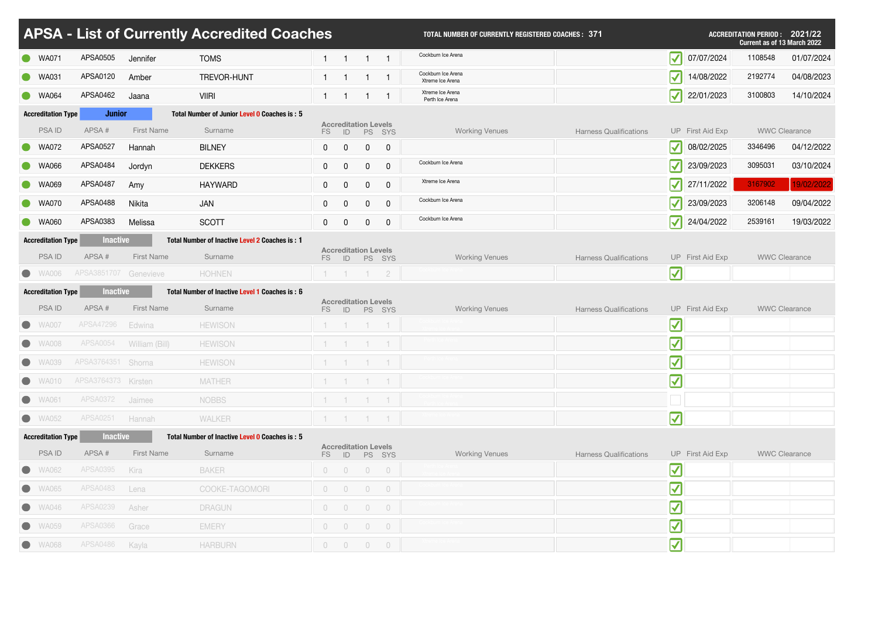# APSA - List of Currently Accredited Coaches

TOTAL NUMBER OF CURRENTLY REGISTERED COACHES : 371

ACCREDITATION PERIOD : 2021/22
Current as of 13 March 2022

| PSA ID | APSA # | First Name | Surname | FS | ID | PS | SYS | Working Venues | Harness Qualifications | UP | First Aid Exp | | WWC Clearance |
|---|---|---|---|---|---|---|---|---|---|---|---|---|---|
| WA071 | APSA0505 | Jennifer | TOMS | 1 | 1 | 1 | 1 | Cockburn Ice Arena | | ✓ | 07/07/2024 | 1108548 | 01/07/2024 |
| WA031 | APSA0120 | Amber | TREVOR-HUNT | 1 | 1 | 1 | 1 | Cockburn Ice Arena Xtreme Ice Arena | | ✓ | 14/08/2022 | 2192774 | 04/08/2023 |
| WA064 | APSA0462 | Jaana | VIIRI | 1 | 1 | 1 | 1 | Xtreme Ice Arena Perth Ice Arena | | ✓ | 22/01/2023 | 3100803 | 14/10/2024 |

**Accreditation Type** Junior — Total Number of Junior Level 0 Coaches is : 5

| PSA ID | APSA # | First Name | Surname | FS | ID | PS | SYS | Working Venues | Harness Qualifications | UP | First Aid Exp | | WWC Clearance |
|---|---|---|---|---|---|---|---|---|---|---|---|---|---|
| WA072 | APSA0527 | Hannah | BILNEY | 0 | 0 | 0 | 0 | | | ✓ | 08/02/2025 | 3346496 | 04/12/2022 |
| WA066 | APSA0484 | Jordyn | DEKKERS | 0 | 0 | 0 | 0 | Cockburn Ice Arena | | ✓ | 23/09/2023 | 3095031 | 03/10/2024 |
| WA069 | APSA0487 | Amy | HAYWARD | 0 | 0 | 0 | 0 | Xtreme Ice Arena | | ✓ | 27/11/2022 | 3167902 | 19/02/2022 |
| WA070 | APSA0488 | Nikita | JAN | 0 | 0 | 0 | 0 | Cockburn Ice Arena | | ✓ | 23/09/2023 | 3206148 | 09/04/2022 |
| WA060 | APSA0383 | Melissa | SCOTT | 0 | 0 | 0 | 0 | Cockburn Ice Arena | | ✓ | 24/04/2022 | 2539161 | 19/03/2022 |

**Accreditation Type** Inactive — Total Number of Inactive Level 2 Coaches is : 1

| PSA ID | APSA # | First Name | Surname | FS | ID | PS | SYS | Working Venues | Harness Qualifications | UP | First Aid Exp | WWC Clearance |
|---|---|---|---|---|---|---|---|---|---|---|---|---|
| WA006 | APSA3851707 | Genevieve | HOHNEN | 1 | 1 | 1 | 2 | | | ✓ | | |

**Accreditation Type** Inactive — Total Number of Inactive Level 1 Coaches is : 6

| PSA ID | APSA # | First Name | Surname | FS | ID | PS | SYS | Working Venues | Harness Qualifications | UP | First Aid Exp | WWC Clearance |
|---|---|---|---|---|---|---|---|---|---|---|---|---|
| WA007 | APSA47296 | Edwina | HEWISON | 1 | 1 | 1 | 1 | | | ✓ | | |
| WA008 | APSA0054 | William (Bill) | HEWISON | 1 | 1 | 1 | 1 | | | ✓ | | |
| WA039 | APSA3764351 | Shorna | HEWISON | 1 | 1 | 1 | 1 | | | ✓ | | |
| WA010 | APSA3764373 | Kirsten | MATHER | 1 | 1 | 1 | 1 | | | ✓ | | |
| WA061 | APSA0372 | Jaimee | NOBBS | 1 | 1 | 1 | 1 | | | | | |
| WA052 | APSA0251 | Hannah | WALKER | 1 | 1 | 1 | 1 | | | ✓ | | |

**Accreditation Type** Inactive — Total Number of Inactive Level 0 Coaches is : 5

| PSA ID | APSA # | First Name | Surname | FS | ID | PS | SYS | Working Venues | Harness Qualifications | UP | First Aid Exp | WWC Clearance |
|---|---|---|---|---|---|---|---|---|---|---|---|---|
| WA062 | APSA0395 | Kira | BAKER | 0 | 0 | 0 | 0 | | | ✓ | | |
| WA065 | APSA0483 | Lena | COOKE-TAGOMORI | 0 | 0 | 0 | 0 | | | ✓ | | |
| WA046 | APSA0239 | Asher | DRAGUN | 0 | 0 | 0 | 0 | | | ✓ | | |
| WA059 | APSA0366 | Grace | EMERY | 0 | 0 | 0 | 0 | | | ✓ | | |
| WA068 | APSA0486 | Kayla | HARBURN | 0 | 0 | 0 | 0 | | | ✓ | | |